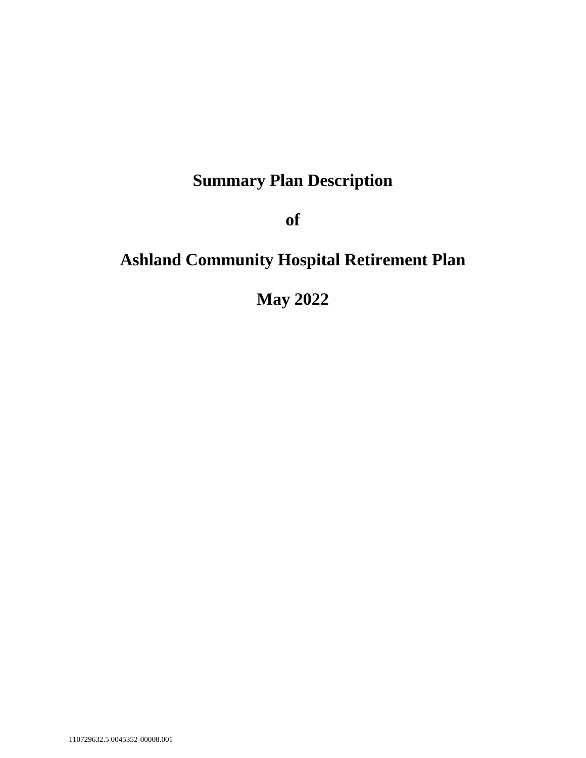# Summary Plan Description

# of

# Ashland Community Hospital Retirement Plan

# May 2022

110729632.5 0045352-00008.001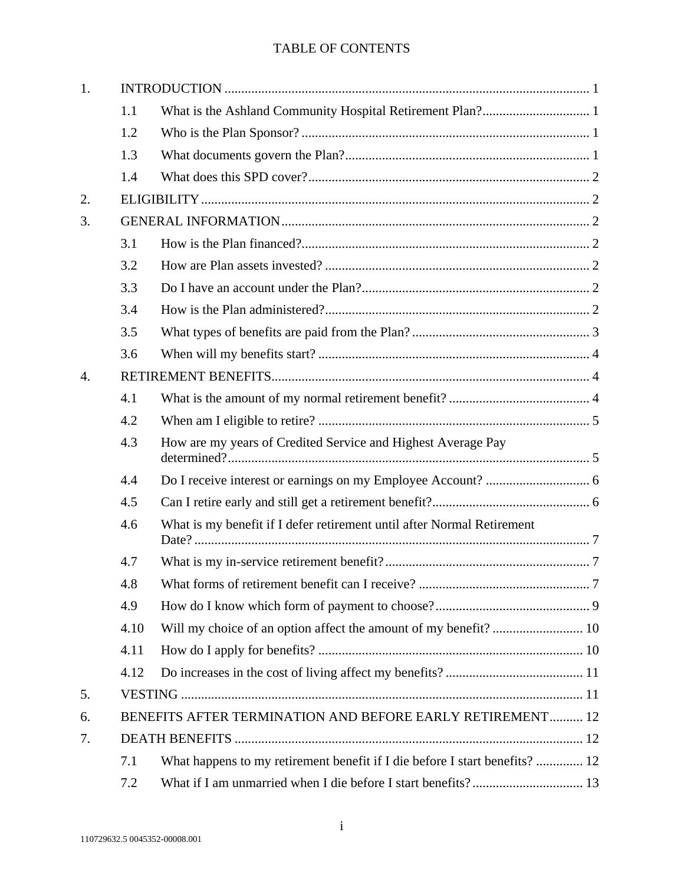# TABLE OF CONTENTS

| | | | |
|---|---|---|---|
| 1. | INTRODUCTION | | 1 |
| | 1.1 | What is the Ashland Community Hospital Retirement Plan? | 1 |
| | 1.2 | Who is the Plan Sponsor? | 1 |
| | 1.3 | What documents govern the Plan? | 1 |
| | 1.4 | What does this SPD cover? | 2 |
| 2. | ELIGIBILITY | | 2 |
| 3. | GENERAL INFORMATION | | 2 |
| | 3.1 | How is the Plan financed? | 2 |
| | 3.2 | How are Plan assets invested? | 2 |
| | 3.3 | Do I have an account under the Plan? | 2 |
| | 3.4 | How is the Plan administered? | 2 |
| | 3.5 | What types of benefits are paid from the Plan? | 3 |
| | 3.6 | When will my benefits start? | 4 |
| 4. | RETIREMENT BENEFITS | | 4 |
| | 4.1 | What is the amount of my normal retirement benefit? | 4 |
| | 4.2 | When am I eligible to retire? | 5 |
| | 4.3 | How are my years of Credited Service and Highest Average Pay determined? | 5 |
| | 4.4 | Do I receive interest or earnings on my Employee Account? | 6 |
| | 4.5 | Can I retire early and still get a retirement benefit? | 6 |
| | 4.6 | What is my benefit if I defer retirement until after Normal Retirement Date? | 7 |
| | 4.7 | What is my in-service retirement benefit? | 7 |
| | 4.8 | What forms of retirement benefit can I receive? | 7 |
| | 4.9 | How do I know which form of payment to choose? | 9 |
| | 4.10 | Will my choice of an option affect the amount of my benefit? | 10 |
| | 4.11 | How do I apply for benefits? | 10 |
| | 4.12 | Do increases in the cost of living affect my benefits? | 11 |
| 5. | VESTING | | 11 |
| 6. | BENEFITS AFTER TERMINATION AND BEFORE EARLY RETIREMENT | | 12 |
| 7. | DEATH BENEFITS | | 12 |
| | 7.1 | What happens to my retirement benefit if I die before I start benefits? | 12 |
| | 7.2 | What if I am unmarried when I die before I start benefits? | 13 |

110729632.5 0045352-00008.001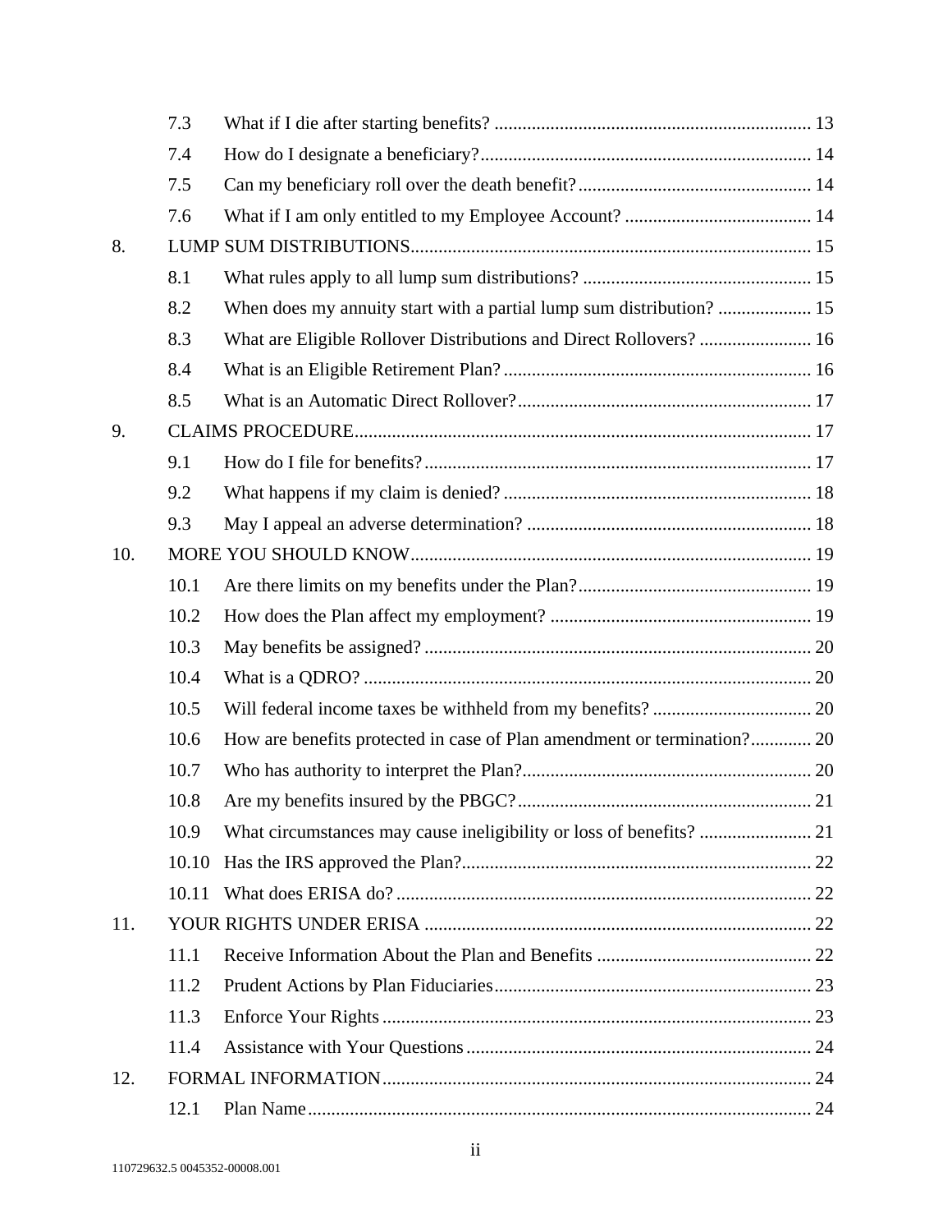| | | |
|---|---|---|
| 7.3 | What if I die after starting benefits? | 13 |
| 7.4 | How do I designate a beneficiary? | 14 |
| 7.5 | Can my beneficiary roll over the death benefit? | 14 |
| 7.6 | What if I am only entitled to my Employee Account? | 14 |
| 8. | LUMP SUM DISTRIBUTIONS | 15 |
| 8.1 | What rules apply to all lump sum distributions? | 15 |
| 8.2 | When does my annuity start with a partial lump sum distribution? | 15 |
| 8.3 | What are Eligible Rollover Distributions and Direct Rollovers? | 16 |
| 8.4 | What is an Eligible Retirement Plan? | 16 |
| 8.5 | What is an Automatic Direct Rollover? | 17 |
| 9. | CLAIMS PROCEDURE | 17 |
| 9.1 | How do I file for benefits? | 17 |
| 9.2 | What happens if my claim is denied? | 18 |
| 9.3 | May I appeal an adverse determination? | 18 |
| 10. | MORE YOU SHOULD KNOW | 19 |
| 10.1 | Are there limits on my benefits under the Plan? | 19 |
| 10.2 | How does the Plan affect my employment? | 19 |
| 10.3 | May benefits be assigned? | 20 |
| 10.4 | What is a QDRO? | 20 |
| 10.5 | Will federal income taxes be withheld from my benefits? | 20 |
| 10.6 | How are benefits protected in case of Plan amendment or termination? | 20 |
| 10.7 | Who has authority to interpret the Plan? | 20 |
| 10.8 | Are my benefits insured by the PBGC? | 21 |
| 10.9 | What circumstances may cause ineligibility or loss of benefits? | 21 |
| 10.10 | Has the IRS approved the Plan? | 22 |
| 10.11 | What does ERISA do? | 22 |
| 11. | YOUR RIGHTS UNDER ERISA | 22 |
| 11.1 | Receive Information About the Plan and Benefits | 22 |
| 11.2 | Prudent Actions by Plan Fiduciaries | 23 |
| 11.3 | Enforce Your Rights | 23 |
| 11.4 | Assistance with Your Questions | 24 |
| 12. | FORMAL INFORMATION | 24 |
| 12.1 | Plan Name | 24 |

110729632.5 0045352-00008.001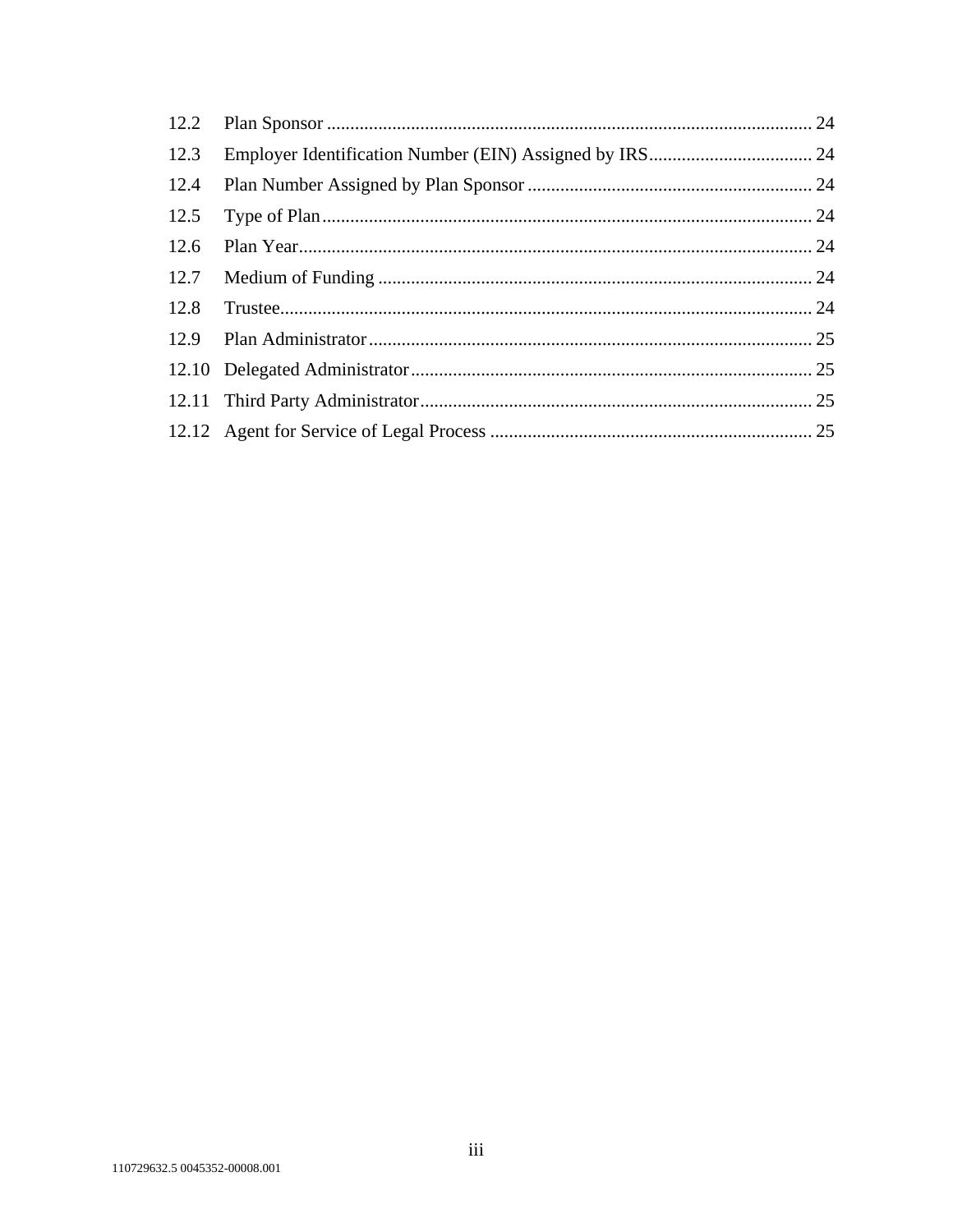12.2 Plan Sponsor ........................................................................................................ 24

12.3 Employer Identification Number (EIN) Assigned by IRS.................................... 24

12.4 Plan Number Assigned by Plan Sponsor ............................................................. 24

12.5 Type of Plan......................................................................................................... 24

12.6 Plan Year.............................................................................................................. 24

12.7 Medium of Funding ............................................................................................. 24

12.8 Trustee.................................................................................................................. 24

12.9 Plan Administrator ............................................................................................... 25

12.10 Delegated Administrator ...................................................................................... 25

12.11 Third Party Administrator .................................................................................... 25

12.12 Agent for Service of Legal Process ..................................................................... 25

110729632.5 0045352-00008.001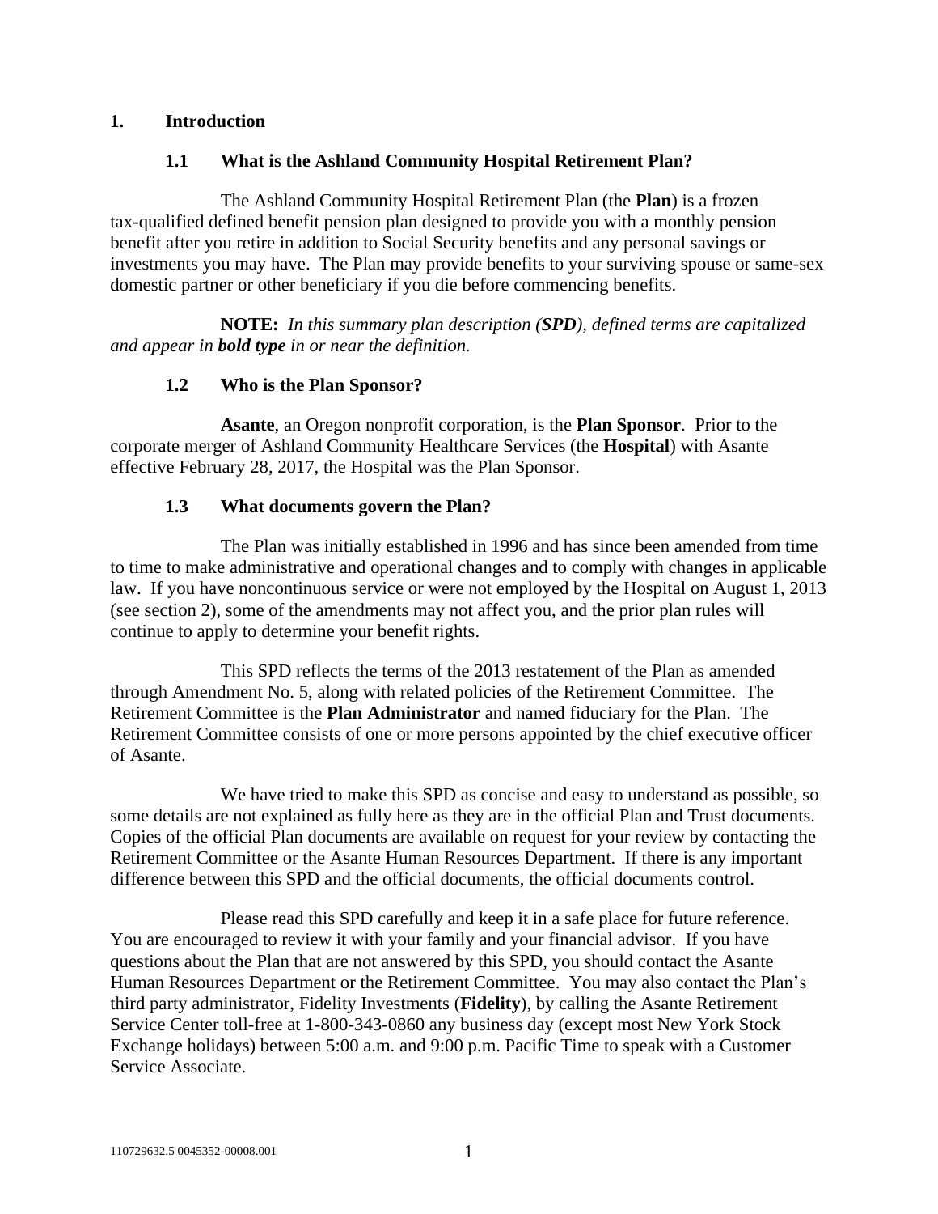## 1. Introduction

### 1.1 What is the Ashland Community Hospital Retirement Plan?

The Ashland Community Hospital Retirement Plan (the **Plan**) is a frozen tax-qualified defined benefit pension plan designed to provide you with a monthly pension benefit after you retire in addition to Social Security benefits and any personal savings or investments you may have. The Plan may provide benefits to your surviving spouse or same-sex domestic partner or other beneficiary if you die before commencing benefits.

**NOTE:** *In this summary plan description (**SPD**), defined terms are capitalized and appear in **bold type** in or near the definition.*

### 1.2 Who is the Plan Sponsor?

**Asante**, an Oregon nonprofit corporation, is the **Plan Sponsor**. Prior to the corporate merger of Ashland Community Healthcare Services (the **Hospital**) with Asante effective February 28, 2017, the Hospital was the Plan Sponsor.

### 1.3 What documents govern the Plan?

The Plan was initially established in 1996 and has since been amended from time to time to make administrative and operational changes and to comply with changes in applicable law. If you have noncontinuous service or were not employed by the Hospital on August 1, 2013 (see section 2), some of the amendments may not affect you, and the prior plan rules will continue to apply to determine your benefit rights.

This SPD reflects the terms of the 2013 restatement of the Plan as amended through Amendment No. 5, along with related policies of the Retirement Committee. The Retirement Committee is the **Plan Administrator** and named fiduciary for the Plan. The Retirement Committee consists of one or more persons appointed by the chief executive officer of Asante.

We have tried to make this SPD as concise and easy to understand as possible, so some details are not explained as fully here as they are in the official Plan and Trust documents. Copies of the official Plan documents are available on request for your review by contacting the Retirement Committee or the Asante Human Resources Department. If there is any important difference between this SPD and the official documents, the official documents control.

Please read this SPD carefully and keep it in a safe place for future reference. You are encouraged to review it with your family and your financial advisor. If you have questions about the Plan that are not answered by this SPD, you should contact the Asante Human Resources Department or the Retirement Committee. You may also contact the Plan's third party administrator, Fidelity Investments (**Fidelity**), by calling the Asante Retirement Service Center toll-free at 1-800-343-0860 any business day (except most New York Stock Exchange holidays) between 5:00 a.m. and 9:00 p.m. Pacific Time to speak with a Customer Service Associate.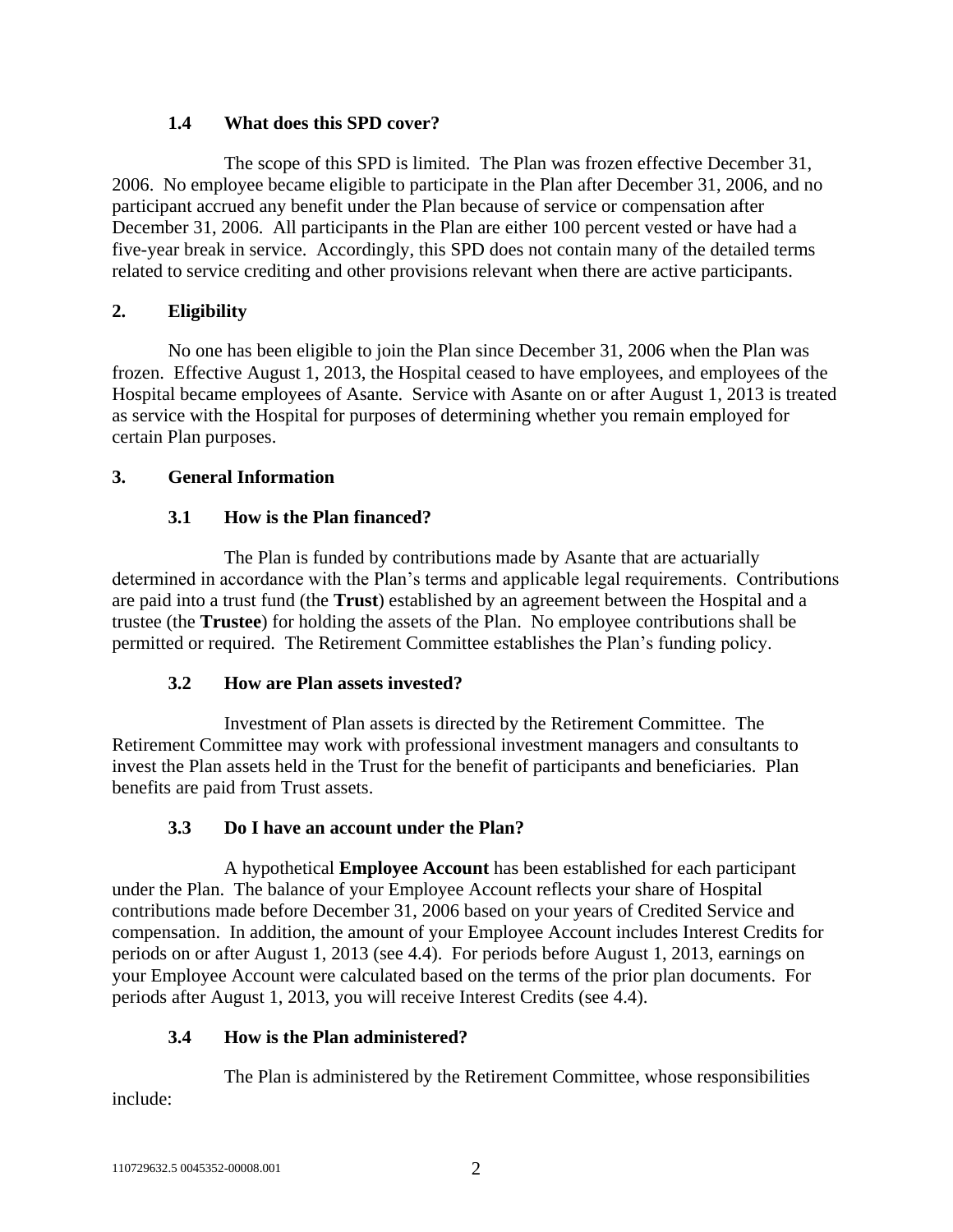### 1.4 What does this SPD cover?

The scope of this SPD is limited. The Plan was frozen effective December 31, 2006. No employee became eligible to participate in the Plan after December 31, 2006, and no participant accrued any benefit under the Plan because of service or compensation after December 31, 2006. All participants in the Plan are either 100 percent vested or have had a five-year break in service. Accordingly, this SPD does not contain many of the detailed terms related to service crediting and other provisions relevant when there are active participants.

## 2. Eligibility

No one has been eligible to join the Plan since December 31, 2006 when the Plan was frozen. Effective August 1, 2013, the Hospital ceased to have employees, and employees of the Hospital became employees of Asante. Service with Asante on or after August 1, 2013 is treated as service with the Hospital for purposes of determining whether you remain employed for certain Plan purposes.

## 3. General Information

### 3.1 How is the Plan financed?

The Plan is funded by contributions made by Asante that are actuarially determined in accordance with the Plan's terms and applicable legal requirements. Contributions are paid into a trust fund (the **Trust**) established by an agreement between the Hospital and a trustee (the **Trustee**) for holding the assets of the Plan. No employee contributions shall be permitted or required. The Retirement Committee establishes the Plan's funding policy.

### 3.2 How are Plan assets invested?

Investment of Plan assets is directed by the Retirement Committee. The Retirement Committee may work with professional investment managers and consultants to invest the Plan assets held in the Trust for the benefit of participants and beneficiaries. Plan benefits are paid from Trust assets.

### 3.3 Do I have an account under the Plan?

A hypothetical **Employee Account** has been established for each participant under the Plan. The balance of your Employee Account reflects your share of Hospital contributions made before December 31, 2006 based on your years of Credited Service and compensation. In addition, the amount of your Employee Account includes Interest Credits for periods on or after August 1, 2013 (see 4.4). For periods before August 1, 2013, earnings on your Employee Account were calculated based on the terms of the prior plan documents. For periods after August 1, 2013, you will receive Interest Credits (see 4.4).

### 3.4 How is the Plan administered?

The Plan is administered by the Retirement Committee, whose responsibilities include: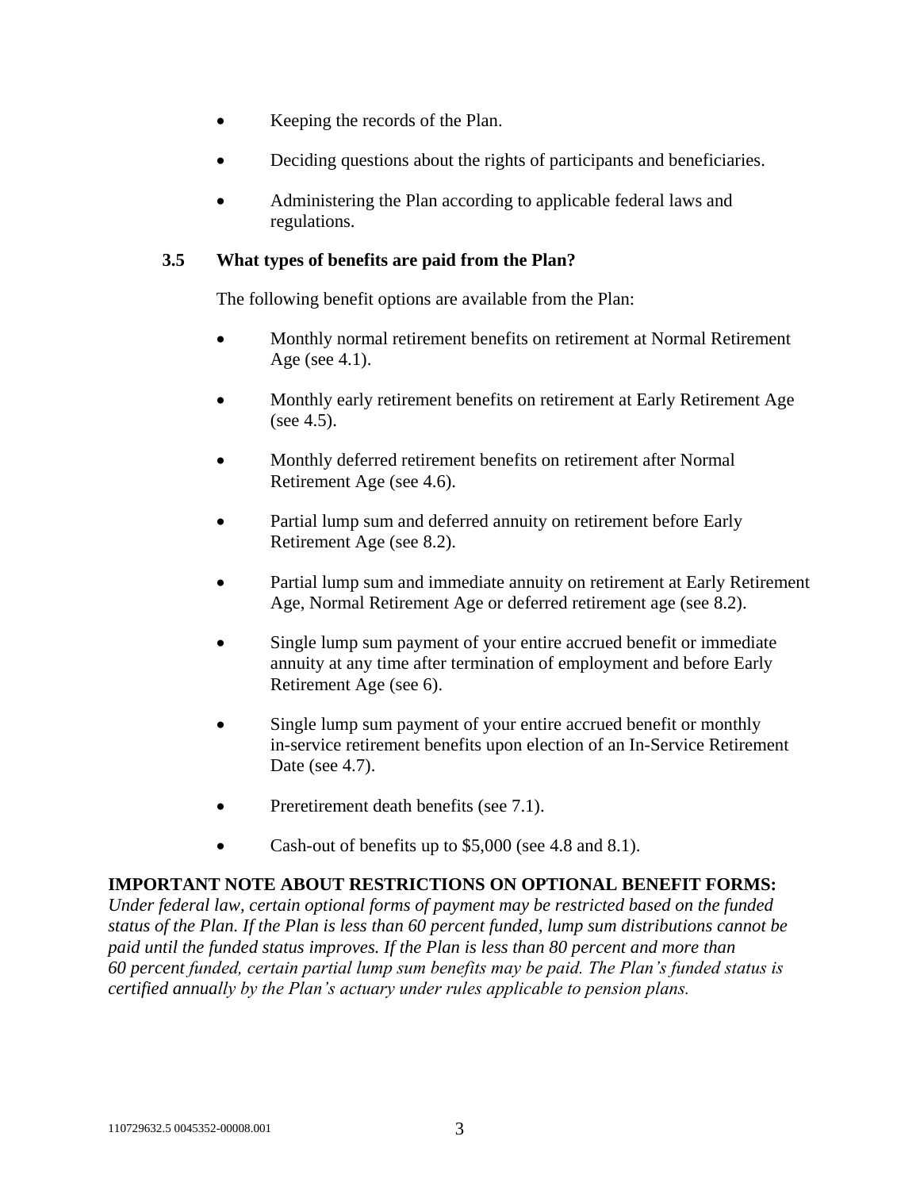- Keeping the records of the Plan.
- Deciding questions about the rights of participants and beneficiaries.
- Administering the Plan according to applicable federal laws and regulations.

### 3.5 What types of benefits are paid from the Plan?

The following benefit options are available from the Plan:

- Monthly normal retirement benefits on retirement at Normal Retirement Age (see 4.1).
- Monthly early retirement benefits on retirement at Early Retirement Age (see 4.5).
- Monthly deferred retirement benefits on retirement after Normal Retirement Age (see 4.6).
- Partial lump sum and deferred annuity on retirement before Early Retirement Age (see 8.2).
- Partial lump sum and immediate annuity on retirement at Early Retirement Age, Normal Retirement Age or deferred retirement age (see 8.2).
- Single lump sum payment of your entire accrued benefit or immediate annuity at any time after termination of employment and before Early Retirement Age (see 6).
- Single lump sum payment of your entire accrued benefit or monthly in-service retirement benefits upon election of an In-Service Retirement Date (see 4.7).
- Preretirement death benefits (see 7.1).
- Cash-out of benefits up to $5,000 (see 4.8 and 8.1).

**IMPORTANT NOTE ABOUT RESTRICTIONS ON OPTIONAL BENEFIT FORMS:**
*Under federal law, certain optional forms of payment may be restricted based on the funded status of the Plan. If the Plan is less than 60 percent funded, lump sum distributions cannot be paid until the funded status improves. If the Plan is less than 80 percent and more than 60 percent funded, certain partial lump sum benefits may be paid. The Plan's funded status is certified annually by the Plan's actuary under rules applicable to pension plans.*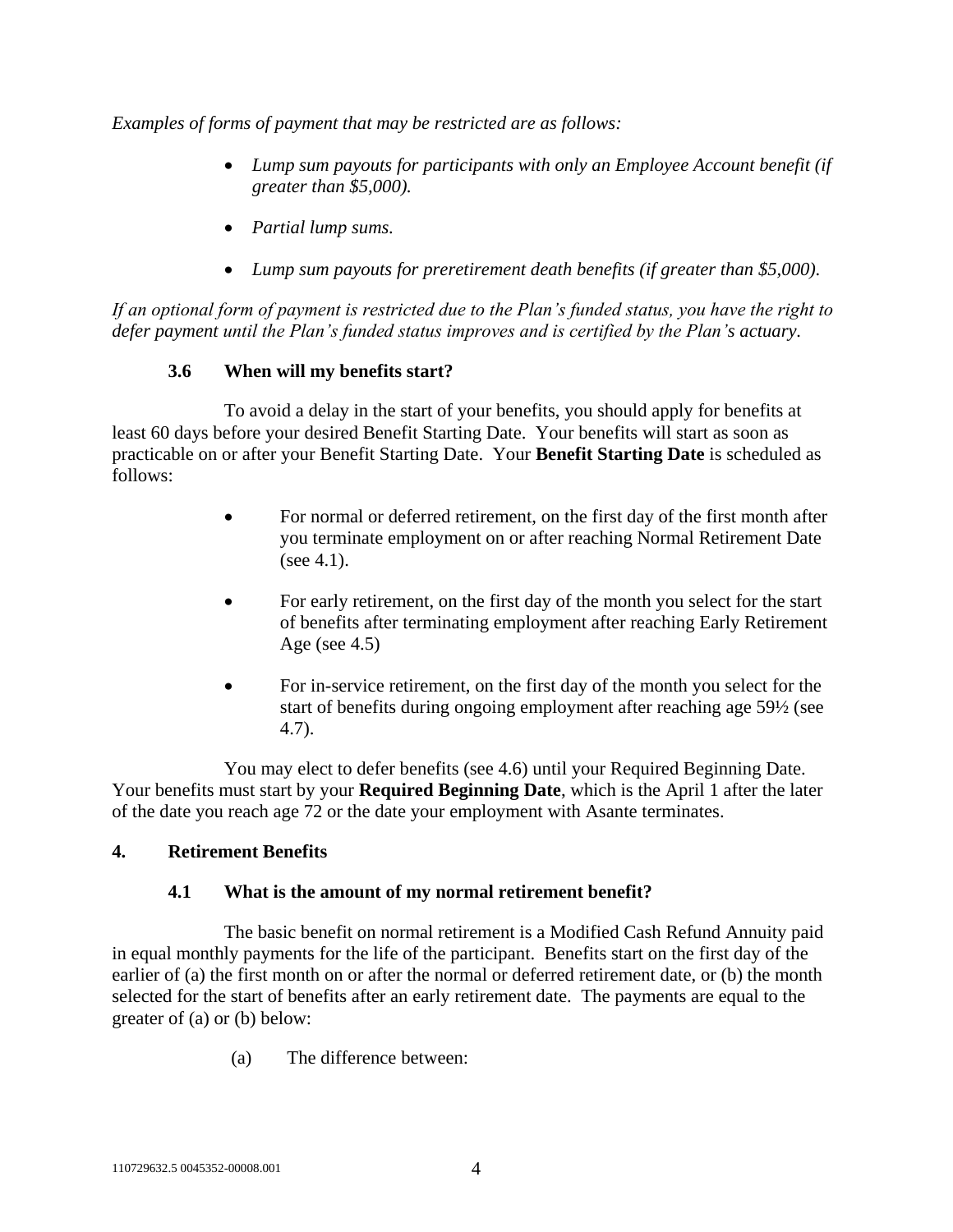*Examples of forms of payment that may be restricted are as follows:*

- *Lump sum payouts for participants with only an Employee Account benefit (if greater than $5,000).*
- *Partial lump sums.*
- *Lump sum payouts for preretirement death benefits (if greater than $5,000).*

*If an optional form of payment is restricted due to the Plan's funded status, you have the right to defer payment until the Plan's funded status improves and is certified by the Plan's actuary.*

### 3.6 When will my benefits start?

To avoid a delay in the start of your benefits, you should apply for benefits at least 60 days before your desired Benefit Starting Date. Your benefits will start as soon as practicable on or after your Benefit Starting Date. Your **Benefit Starting Date** is scheduled as follows:

- For normal or deferred retirement, on the first day of the first month after you terminate employment on or after reaching Normal Retirement Date (see 4.1).
- For early retirement, on the first day of the month you select for the start of benefits after terminating employment after reaching Early Retirement Age (see 4.5)
- For in-service retirement, on the first day of the month you select for the start of benefits during ongoing employment after reaching age 59½ (see 4.7).

You may elect to defer benefits (see 4.6) until your Required Beginning Date. Your benefits must start by your **Required Beginning Date**, which is the April 1 after the later of the date you reach age 72 or the date your employment with Asante terminates.

## 4. Retirement Benefits

### 4.1 What is the amount of my normal retirement benefit?

The basic benefit on normal retirement is a Modified Cash Refund Annuity paid in equal monthly payments for the life of the participant. Benefits start on the first day of the earlier of (a) the first month on or after the normal or deferred retirement date, or (b) the month selected for the start of benefits after an early retirement date. The payments are equal to the greater of (a) or (b) below:

(a) The difference between: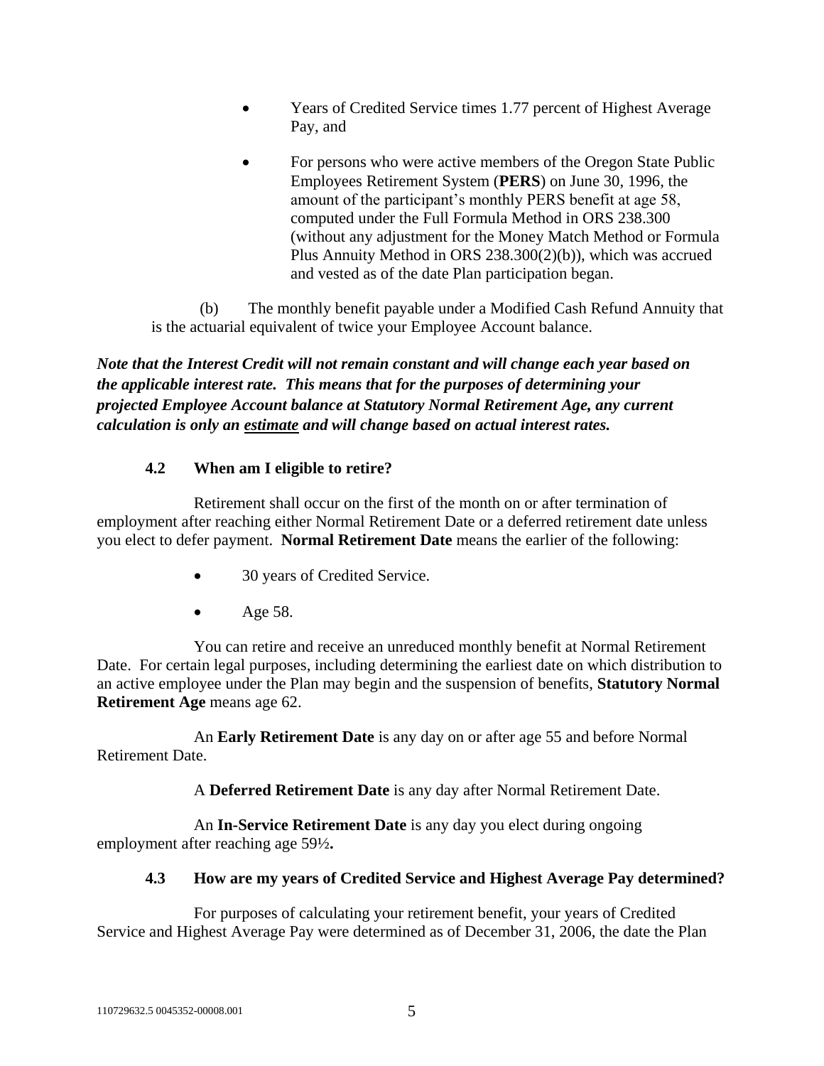- Years of Credited Service times 1.77 percent of Highest Average Pay, and
- For persons who were active members of the Oregon State Public Employees Retirement System (**PERS**) on June 30, 1996, the amount of the participant's monthly PERS benefit at age 58, computed under the Full Formula Method in ORS 238.300 (without any adjustment for the Money Match Method or Formula Plus Annuity Method in ORS 238.300(2)(b)), which was accrued and vested as of the date Plan participation began.

(b) The monthly benefit payable under a Modified Cash Refund Annuity that is the actuarial equivalent of twice your Employee Account balance.

***Note that the Interest Credit will not remain constant and will change each year based on the applicable interest rate. This means that for the purposes of determining your projected Employee Account balance at Statutory Normal Retirement Age, any current calculation is only an <u>estimate</u> and will change based on actual interest rates.***

### 4.2 When am I eligible to retire?

Retirement shall occur on the first of the month on or after termination of employment after reaching either Normal Retirement Date or a deferred retirement date unless you elect to defer payment. **Normal Retirement Date** means the earlier of the following:

- 30 years of Credited Service.
- Age 58.

You can retire and receive an unreduced monthly benefit at Normal Retirement Date. For certain legal purposes, including determining the earliest date on which distribution to an active employee under the Plan may begin and the suspension of benefits, **Statutory Normal Retirement Age** means age 62.

An **Early Retirement Date** is any day on or after age 55 and before Normal Retirement Date.

A **Deferred Retirement Date** is any day after Normal Retirement Date.

An **In-Service Retirement Date** is any day you elect during ongoing employment after reaching age 59½**.**

### 4.3 How are my years of Credited Service and Highest Average Pay determined?

For purposes of calculating your retirement benefit, your years of Credited Service and Highest Average Pay were determined as of December 31, 2006, the date the Plan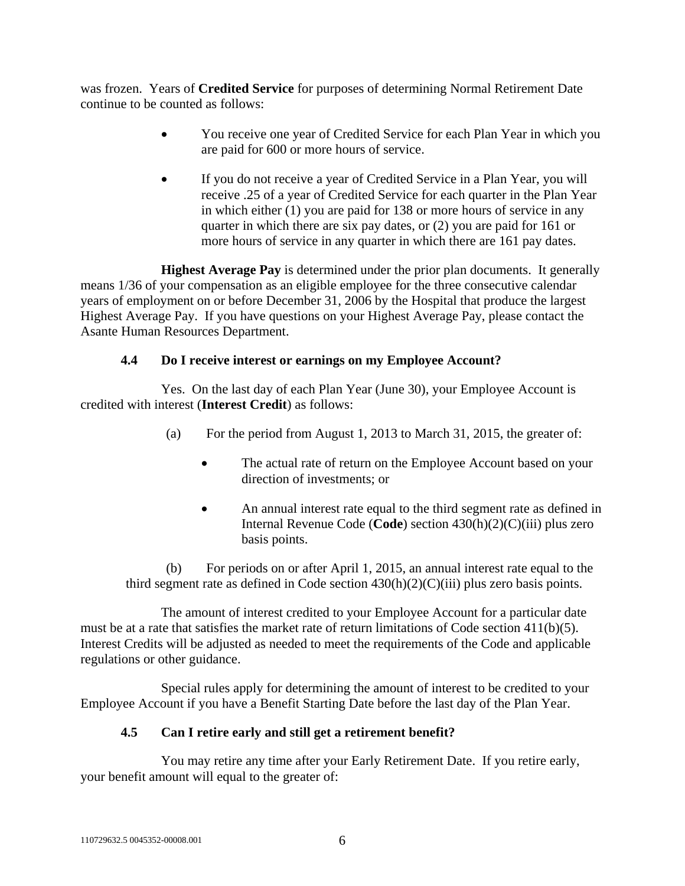was frozen. Years of **Credited Service** for purposes of determining Normal Retirement Date continue to be counted as follows:

- You receive one year of Credited Service for each Plan Year in which you are paid for 600 or more hours of service.

- If you do not receive a year of Credited Service in a Plan Year, you will receive .25 of a year of Credited Service for each quarter in the Plan Year in which either (1) you are paid for 138 or more hours of service in any quarter in which there are six pay dates, or (2) you are paid for 161 or more hours of service in any quarter in which there are 161 pay dates.

**Highest Average Pay** is determined under the prior plan documents. It generally means 1/36 of your compensation as an eligible employee for the three consecutive calendar years of employment on or before December 31, 2006 by the Hospital that produce the largest Highest Average Pay. If you have questions on your Highest Average Pay, please contact the Asante Human Resources Department.

### 4.4 Do I receive interest or earnings on my Employee Account?

Yes. On the last day of each Plan Year (June 30), your Employee Account is credited with interest (**Interest Credit**) as follows:

(a) For the period from August 1, 2013 to March 31, 2015, the greater of:

- The actual rate of return on the Employee Account based on your direction of investments; or

- An annual interest rate equal to the third segment rate as defined in Internal Revenue Code (**Code**) section 430(h)(2)(C)(iii) plus zero basis points.

(b) For periods on or after April 1, 2015, an annual interest rate equal to the third segment rate as defined in Code section 430(h)(2)(C)(iii) plus zero basis points.

The amount of interest credited to your Employee Account for a particular date must be at a rate that satisfies the market rate of return limitations of Code section 411(b)(5). Interest Credits will be adjusted as needed to meet the requirements of the Code and applicable regulations or other guidance.

Special rules apply for determining the amount of interest to be credited to your Employee Account if you have a Benefit Starting Date before the last day of the Plan Year.

### 4.5 Can I retire early and still get a retirement benefit?

You may retire any time after your Early Retirement Date. If you retire early, your benefit amount will equal to the greater of: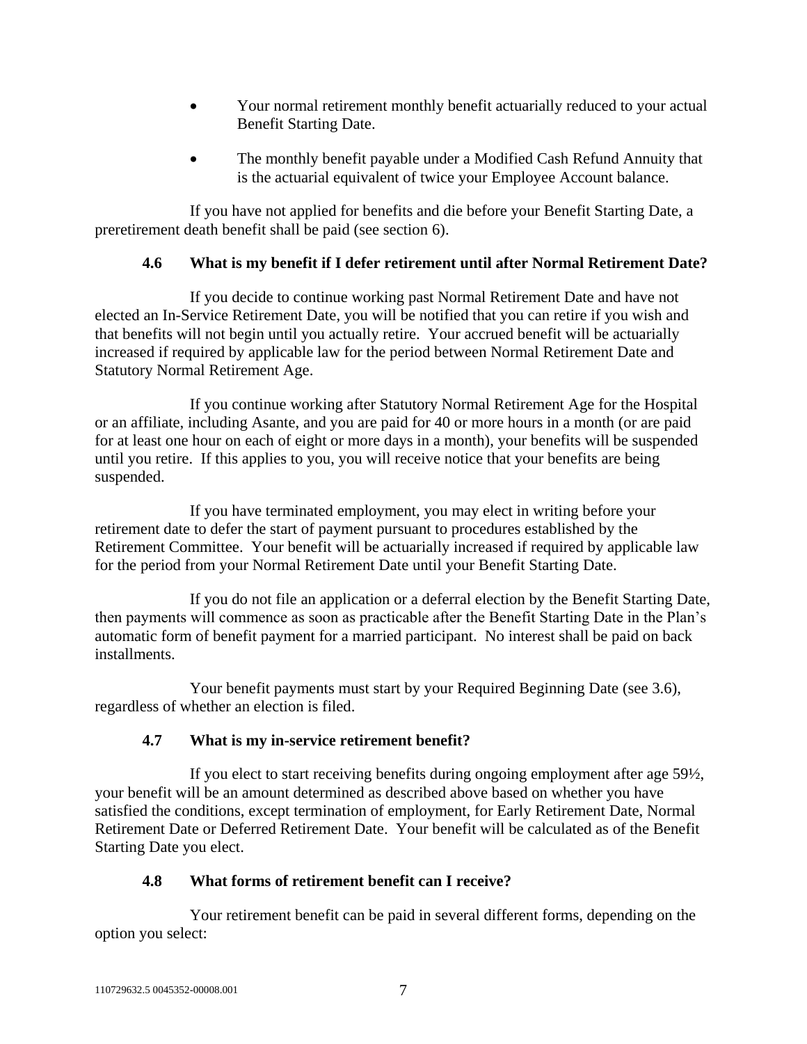- Your normal retirement monthly benefit actuarially reduced to your actual Benefit Starting Date.
- The monthly benefit payable under a Modified Cash Refund Annuity that is the actuarial equivalent of twice your Employee Account balance.

If you have not applied for benefits and die before your Benefit Starting Date, a preretirement death benefit shall be paid (see section 6).

### 4.6 What is my benefit if I defer retirement until after Normal Retirement Date?

If you decide to continue working past Normal Retirement Date and have not elected an In-Service Retirement Date, you will be notified that you can retire if you wish and that benefits will not begin until you actually retire. Your accrued benefit will be actuarially increased if required by applicable law for the period between Normal Retirement Date and Statutory Normal Retirement Age.

If you continue working after Statutory Normal Retirement Age for the Hospital or an affiliate, including Asante, and you are paid for 40 or more hours in a month (or are paid for at least one hour on each of eight or more days in a month), your benefits will be suspended until you retire. If this applies to you, you will receive notice that your benefits are being suspended.

If you have terminated employment, you may elect in writing before your retirement date to defer the start of payment pursuant to procedures established by the Retirement Committee. Your benefit will be actuarially increased if required by applicable law for the period from your Normal Retirement Date until your Benefit Starting Date.

If you do not file an application or a deferral election by the Benefit Starting Date, then payments will commence as soon as practicable after the Benefit Starting Date in the Plan's automatic form of benefit payment for a married participant. No interest shall be paid on back installments.

Your benefit payments must start by your Required Beginning Date (see 3.6), regardless of whether an election is filed.

### 4.7 What is my in-service retirement benefit?

If you elect to start receiving benefits during ongoing employment after age 59½, your benefit will be an amount determined as described above based on whether you have satisfied the conditions, except termination of employment, for Early Retirement Date, Normal Retirement Date or Deferred Retirement Date. Your benefit will be calculated as of the Benefit Starting Date you elect.

### 4.8 What forms of retirement benefit can I receive?

Your retirement benefit can be paid in several different forms, depending on the option you select: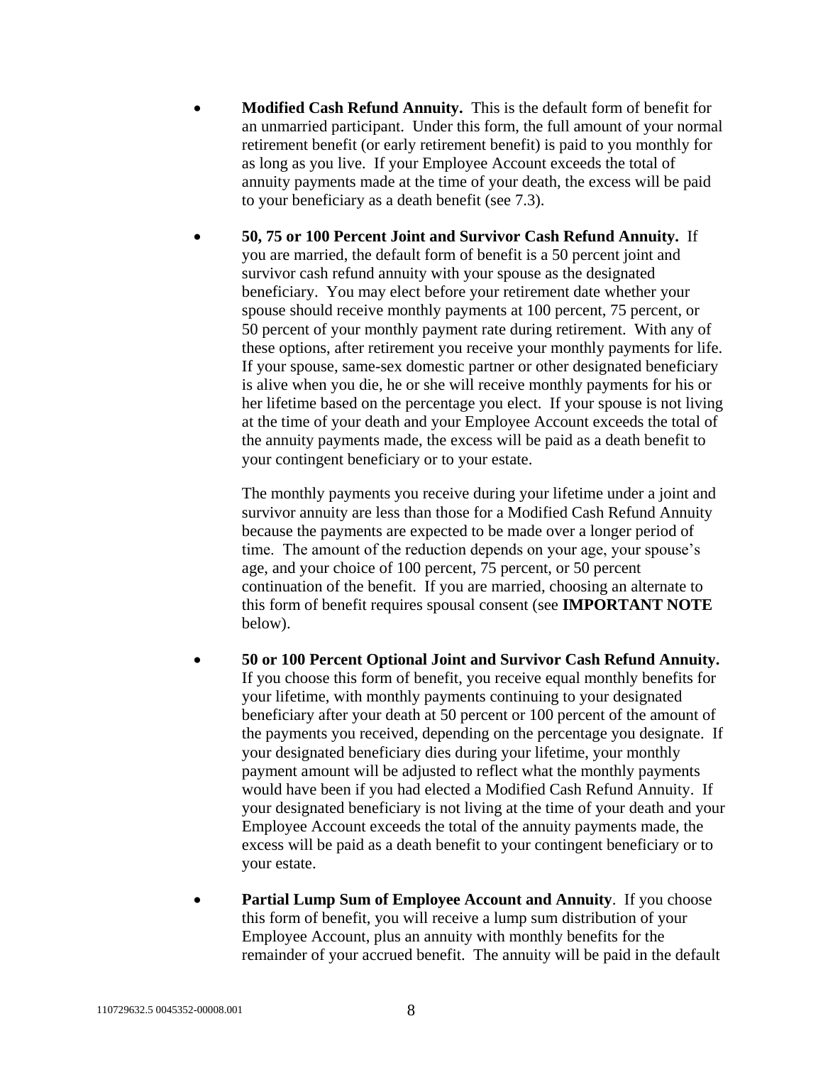- **Modified Cash Refund Annuity.** This is the default form of benefit for an unmarried participant. Under this form, the full amount of your normal retirement benefit (or early retirement benefit) is paid to you monthly for as long as you live. If your Employee Account exceeds the total of annuity payments made at the time of your death, the excess will be paid to your beneficiary as a death benefit (see 7.3).

- **50, 75 or 100 Percent Joint and Survivor Cash Refund Annuity.** If you are married, the default form of benefit is a 50 percent joint and survivor cash refund annuity with your spouse as the designated beneficiary. You may elect before your retirement date whether your spouse should receive monthly payments at 100 percent, 75 percent, or 50 percent of your monthly payment rate during retirement. With any of these options, after retirement you receive your monthly payments for life. If your spouse, same-sex domestic partner or other designated beneficiary is alive when you die, he or she will receive monthly payments for his or her lifetime based on the percentage you elect. If your spouse is not living at the time of your death and your Employee Account exceeds the total of the annuity payments made, the excess will be paid as a death benefit to your contingent beneficiary or to your estate.

  The monthly payments you receive during your lifetime under a joint and survivor annuity are less than those for a Modified Cash Refund Annuity because the payments are expected to be made over a longer period of time. The amount of the reduction depends on your age, your spouse's age, and your choice of 100 percent, 75 percent, or 50 percent continuation of the benefit. If you are married, choosing an alternate to this form of benefit requires spousal consent (see **IMPORTANT NOTE** below).

- **50 or 100 Percent Optional Joint and Survivor Cash Refund Annuity.** If you choose this form of benefit, you receive equal monthly benefits for your lifetime, with monthly payments continuing to your designated beneficiary after your death at 50 percent or 100 percent of the amount of the payments you received, depending on the percentage you designate. If your designated beneficiary dies during your lifetime, your monthly payment amount will be adjusted to reflect what the monthly payments would have been if you had elected a Modified Cash Refund Annuity. If your designated beneficiary is not living at the time of your death and your Employee Account exceeds the total of the annuity payments made, the excess will be paid as a death benefit to your contingent beneficiary or to your estate.

- **Partial Lump Sum of Employee Account and Annuity**. If you choose this form of benefit, you will receive a lump sum distribution of your Employee Account, plus an annuity with monthly benefits for the remainder of your accrued benefit. The annuity will be paid in the default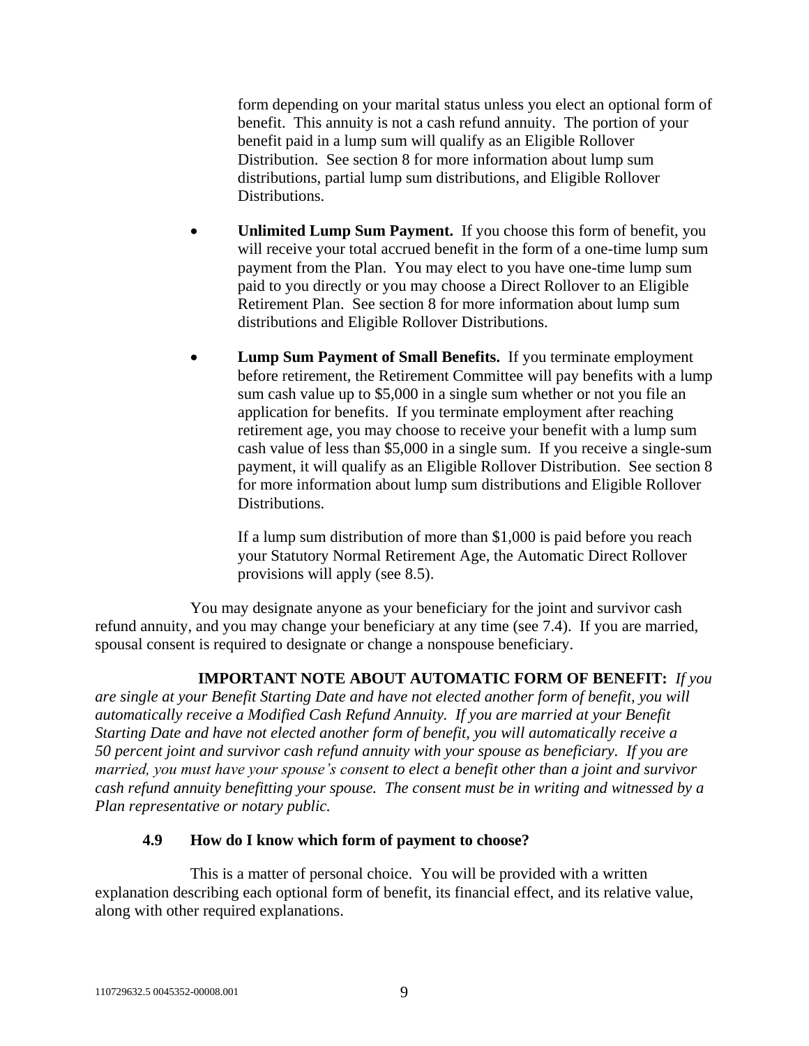form depending on your marital status unless you elect an optional form of benefit. This annuity is not a cash refund annuity. The portion of your benefit paid in a lump sum will qualify as an Eligible Rollover Distribution. See section 8 for more information about lump sum distributions, partial lump sum distributions, and Eligible Rollover Distributions.

- **Unlimited Lump Sum Payment.** If you choose this form of benefit, you will receive your total accrued benefit in the form of a one-time lump sum payment from the Plan. You may elect to you have one-time lump sum paid to you directly or you may choose a Direct Rollover to an Eligible Retirement Plan. See section 8 for more information about lump sum distributions and Eligible Rollover Distributions.

- **Lump Sum Payment of Small Benefits.** If you terminate employment before retirement, the Retirement Committee will pay benefits with a lump sum cash value up to $5,000 in a single sum whether or not you file an application for benefits. If you terminate employment after reaching retirement age, you may choose to receive your benefit with a lump sum cash value of less than $5,000 in a single sum. If you receive a single-sum payment, it will qualify as an Eligible Rollover Distribution. See section 8 for more information about lump sum distributions and Eligible Rollover Distributions.

  If a lump sum distribution of more than $1,000 is paid before you reach your Statutory Normal Retirement Age, the Automatic Direct Rollover provisions will apply (see 8.5).

You may designate anyone as your beneficiary for the joint and survivor cash refund annuity, and you may change your beneficiary at any time (see 7.4). If you are married, spousal consent is required to designate or change a nonspouse beneficiary.

**IMPORTANT NOTE ABOUT AUTOMATIC FORM OF BENEFIT:** *If you are single at your Benefit Starting Date and have not elected another form of benefit, you will automatically receive a Modified Cash Refund Annuity. If you are married at your Benefit Starting Date and have not elected another form of benefit, you will automatically receive a 50 percent joint and survivor cash refund annuity with your spouse as beneficiary. If you are married, you must have your spouse's consent to elect a benefit other than a joint and survivor cash refund annuity benefitting your spouse. The consent must be in writing and witnessed by a Plan representative or notary public.*

### 4.9 How do I know which form of payment to choose?

This is a matter of personal choice. You will be provided with a written explanation describing each optional form of benefit, its financial effect, and its relative value, along with other required explanations.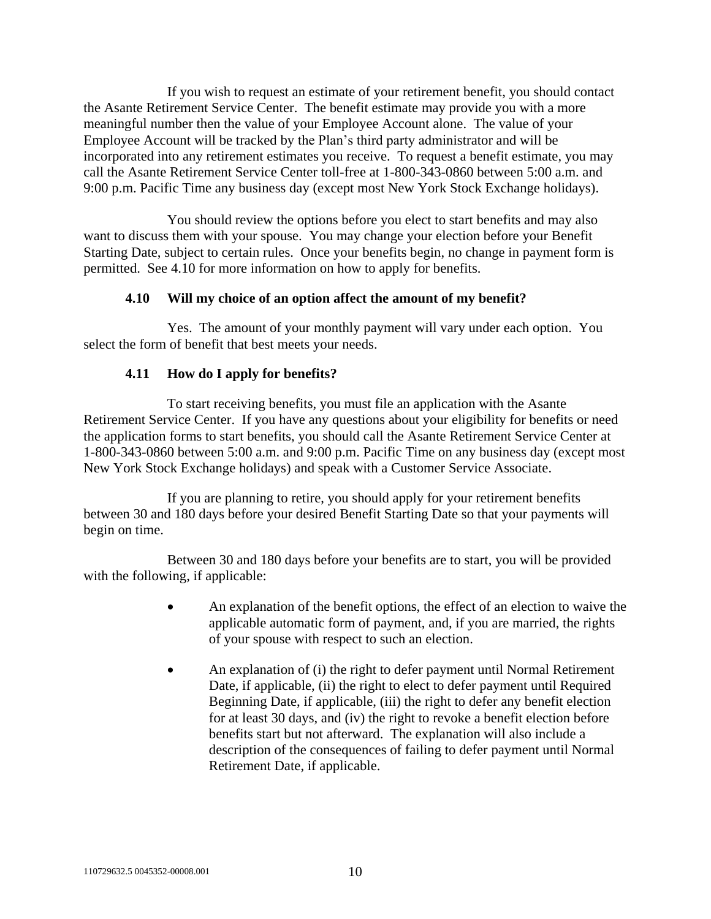If you wish to request an estimate of your retirement benefit, you should contact the Asante Retirement Service Center. The benefit estimate may provide you with a more meaningful number then the value of your Employee Account alone. The value of your Employee Account will be tracked by the Plan's third party administrator and will be incorporated into any retirement estimates you receive. To request a benefit estimate, you may call the Asante Retirement Service Center toll-free at 1-800-343-0860 between 5:00 a.m. and 9:00 p.m. Pacific Time any business day (except most New York Stock Exchange holidays).

You should review the options before you elect to start benefits and may also want to discuss them with your spouse. You may change your election before your Benefit Starting Date, subject to certain rules. Once your benefits begin, no change in payment form is permitted. See 4.10 for more information on how to apply for benefits.

### 4.10 Will my choice of an option affect the amount of my benefit?

Yes. The amount of your monthly payment will vary under each option. You select the form of benefit that best meets your needs.

### 4.11 How do I apply for benefits?

To start receiving benefits, you must file an application with the Asante Retirement Service Center. If you have any questions about your eligibility for benefits or need the application forms to start benefits, you should call the Asante Retirement Service Center at 1-800-343-0860 between 5:00 a.m. and 9:00 p.m. Pacific Time on any business day (except most New York Stock Exchange holidays) and speak with a Customer Service Associate.

If you are planning to retire, you should apply for your retirement benefits between 30 and 180 days before your desired Benefit Starting Date so that your payments will begin on time.

Between 30 and 180 days before your benefits are to start, you will be provided with the following, if applicable:

- An explanation of the benefit options, the effect of an election to waive the applicable automatic form of payment, and, if you are married, the rights of your spouse with respect to such an election.
- An explanation of (i) the right to defer payment until Normal Retirement Date, if applicable, (ii) the right to elect to defer payment until Required Beginning Date, if applicable, (iii) the right to defer any benefit election for at least 30 days, and (iv) the right to revoke a benefit election before benefits start but not afterward. The explanation will also include a description of the consequences of failing to defer payment until Normal Retirement Date, if applicable.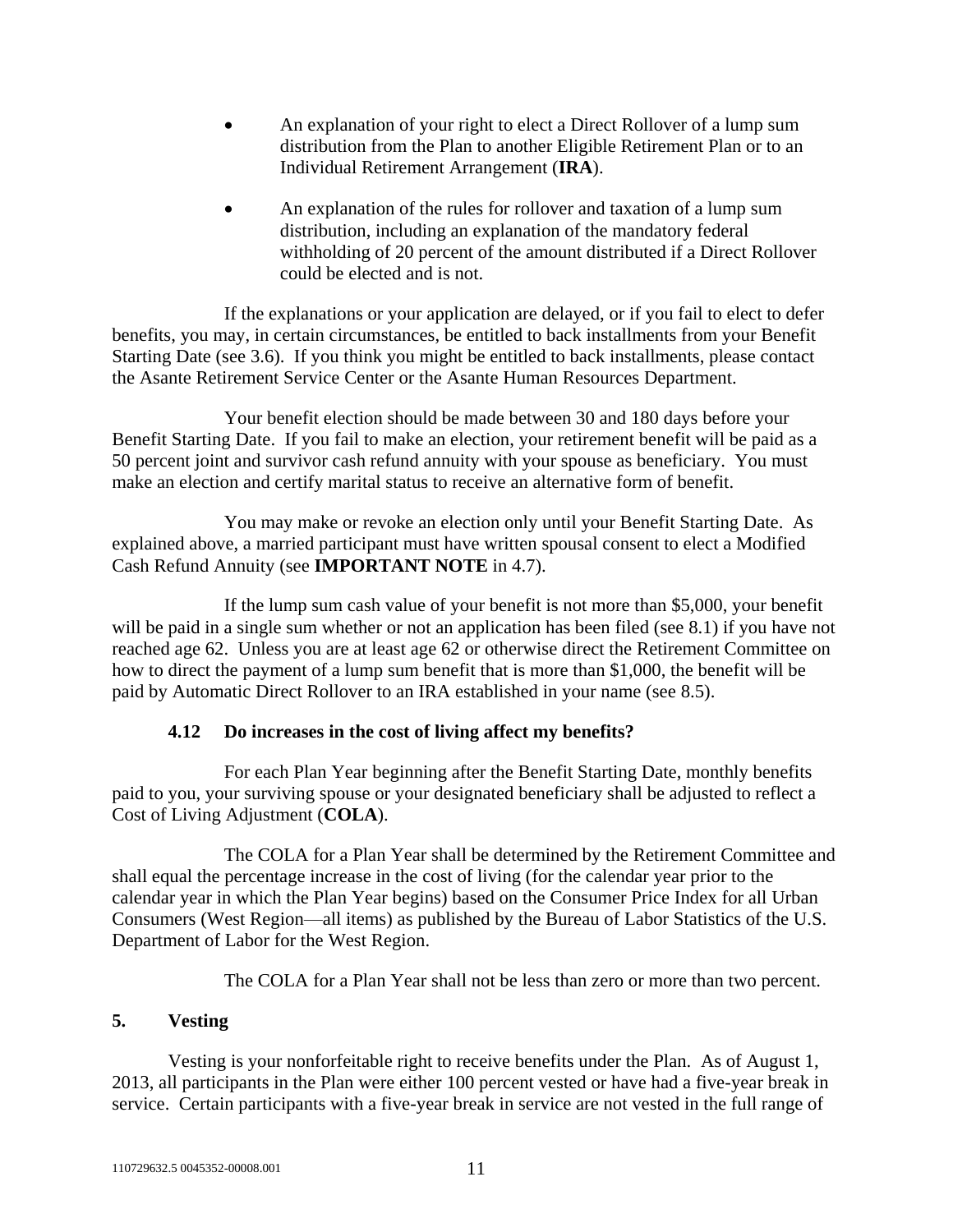- An explanation of your right to elect a Direct Rollover of a lump sum distribution from the Plan to another Eligible Retirement Plan or to an Individual Retirement Arrangement (**IRA**).

- An explanation of the rules for rollover and taxation of a lump sum distribution, including an explanation of the mandatory federal withholding of 20 percent of the amount distributed if a Direct Rollover could be elected and is not.

If the explanations or your application are delayed, or if you fail to elect to defer benefits, you may, in certain circumstances, be entitled to back installments from your Benefit Starting Date (see 3.6). If you think you might be entitled to back installments, please contact the Asante Retirement Service Center or the Asante Human Resources Department.

Your benefit election should be made between 30 and 180 days before your Benefit Starting Date. If you fail to make an election, your retirement benefit will be paid as a 50 percent joint and survivor cash refund annuity with your spouse as beneficiary. You must make an election and certify marital status to receive an alternative form of benefit.

You may make or revoke an election only until your Benefit Starting Date. As explained above, a married participant must have written spousal consent to elect a Modified Cash Refund Annuity (see **IMPORTANT NOTE** in 4.7).

If the lump sum cash value of your benefit is not more than $5,000, your benefit will be paid in a single sum whether or not an application has been filed (see 8.1) if you have not reached age 62. Unless you are at least age 62 or otherwise direct the Retirement Committee on how to direct the payment of a lump sum benefit that is more than $1,000, the benefit will be paid by Automatic Direct Rollover to an IRA established in your name (see 8.5).

### 4.12 Do increases in the cost of living affect my benefits?

For each Plan Year beginning after the Benefit Starting Date, monthly benefits paid to you, your surviving spouse or your designated beneficiary shall be adjusted to reflect a Cost of Living Adjustment (**COLA**).

The COLA for a Plan Year shall be determined by the Retirement Committee and shall equal the percentage increase in the cost of living (for the calendar year prior to the calendar year in which the Plan Year begins) based on the Consumer Price Index for all Urban Consumers (West Region—all items) as published by the Bureau of Labor Statistics of the U.S. Department of Labor for the West Region.

The COLA for a Plan Year shall not be less than zero or more than two percent.

## 5. Vesting

Vesting is your nonforfeitable right to receive benefits under the Plan. As of August 1, 2013, all participants in the Plan were either 100 percent vested or have had a five-year break in service. Certain participants with a five-year break in service are not vested in the full range of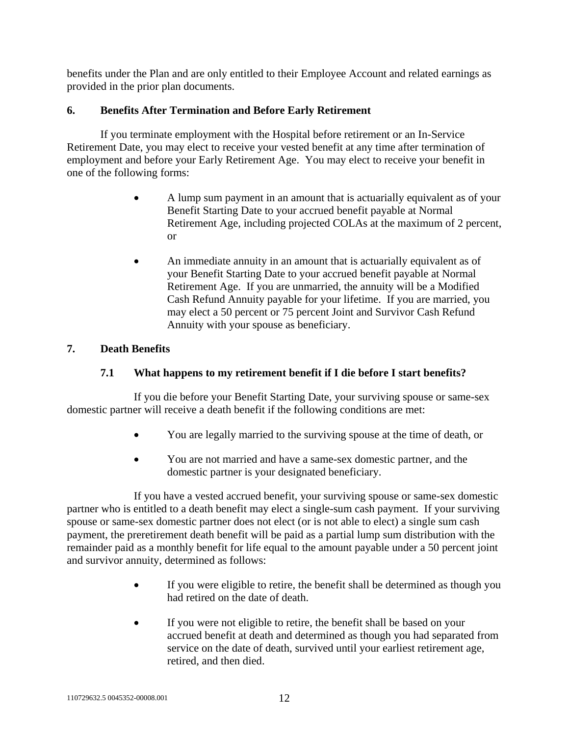benefits under the Plan and are only entitled to their Employee Account and related earnings as provided in the prior plan documents.

## 6. Benefits After Termination and Before Early Retirement

If you terminate employment with the Hospital before retirement or an In-Service Retirement Date, you may elect to receive your vested benefit at any time after termination of employment and before your Early Retirement Age. You may elect to receive your benefit in one of the following forms:

- A lump sum payment in an amount that is actuarially equivalent as of your Benefit Starting Date to your accrued benefit payable at Normal Retirement Age, including projected COLAs at the maximum of 2 percent, or

- An immediate annuity in an amount that is actuarially equivalent as of your Benefit Starting Date to your accrued benefit payable at Normal Retirement Age. If you are unmarried, the annuity will be a Modified Cash Refund Annuity payable for your lifetime. If you are married, you may elect a 50 percent or 75 percent Joint and Survivor Cash Refund Annuity with your spouse as beneficiary.

## 7. Death Benefits

### 7.1 What happens to my retirement benefit if I die before I start benefits?

If you die before your Benefit Starting Date, your surviving spouse or same-sex domestic partner will receive a death benefit if the following conditions are met:

- You are legally married to the surviving spouse at the time of death, or

- You are not married and have a same-sex domestic partner, and the domestic partner is your designated beneficiary.

If you have a vested accrued benefit, your surviving spouse or same-sex domestic partner who is entitled to a death benefit may elect a single-sum cash payment. If your surviving spouse or same-sex domestic partner does not elect (or is not able to elect) a single sum cash payment, the preretirement death benefit will be paid as a partial lump sum distribution with the remainder paid as a monthly benefit for life equal to the amount payable under a 50 percent joint and survivor annuity, determined as follows:

- If you were eligible to retire, the benefit shall be determined as though you had retired on the date of death.

- If you were not eligible to retire, the benefit shall be based on your accrued benefit at death and determined as though you had separated from service on the date of death, survived until your earliest retirement age, retired, and then died.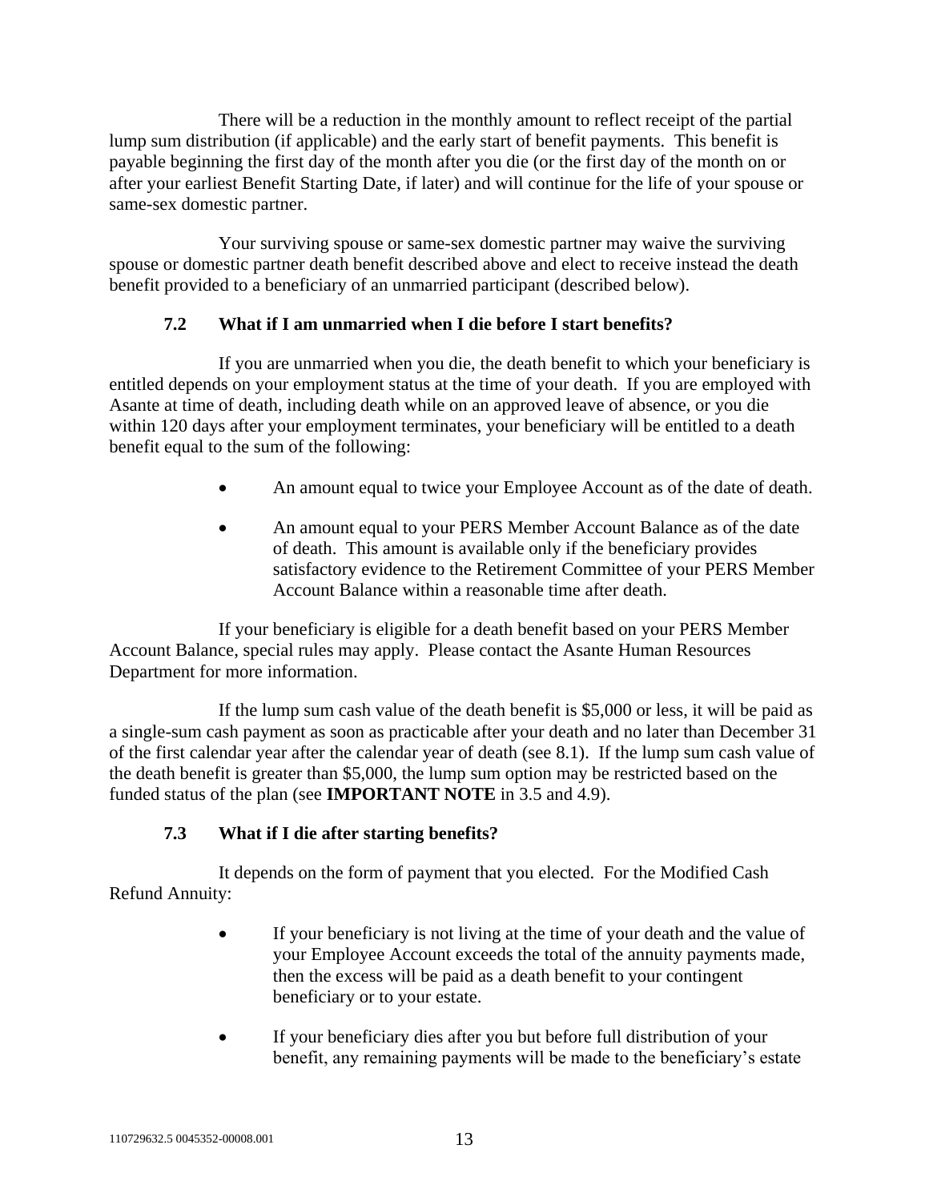There will be a reduction in the monthly amount to reflect receipt of the partial lump sum distribution (if applicable) and the early start of benefit payments. This benefit is payable beginning the first day of the month after you die (or the first day of the month on or after your earliest Benefit Starting Date, if later) and will continue for the life of your spouse or same-sex domestic partner.

Your surviving spouse or same-sex domestic partner may waive the surviving spouse or domestic partner death benefit described above and elect to receive instead the death benefit provided to a beneficiary of an unmarried participant (described below).

### 7.2 What if I am unmarried when I die before I start benefits?

If you are unmarried when you die, the death benefit to which your beneficiary is entitled depends on your employment status at the time of your death. If you are employed with Asante at time of death, including death while on an approved leave of absence, or you die within 120 days after your employment terminates, your beneficiary will be entitled to a death benefit equal to the sum of the following:

- An amount equal to twice your Employee Account as of the date of death.
- An amount equal to your PERS Member Account Balance as of the date of death. This amount is available only if the beneficiary provides satisfactory evidence to the Retirement Committee of your PERS Member Account Balance within a reasonable time after death.

If your beneficiary is eligible for a death benefit based on your PERS Member Account Balance, special rules may apply. Please contact the Asante Human Resources Department for more information.

If the lump sum cash value of the death benefit is $5,000 or less, it will be paid as a single-sum cash payment as soon as practicable after your death and no later than December 31 of the first calendar year after the calendar year of death (see 8.1). If the lump sum cash value of the death benefit is greater than $5,000, the lump sum option may be restricted based on the funded status of the plan (see **IMPORTANT NOTE** in 3.5 and 4.9).

### 7.3 What if I die after starting benefits?

It depends on the form of payment that you elected. For the Modified Cash Refund Annuity:

- If your beneficiary is not living at the time of your death and the value of your Employee Account exceeds the total of the annuity payments made, then the excess will be paid as a death benefit to your contingent beneficiary or to your estate.
- If your beneficiary dies after you but before full distribution of your benefit, any remaining payments will be made to the beneficiary's estate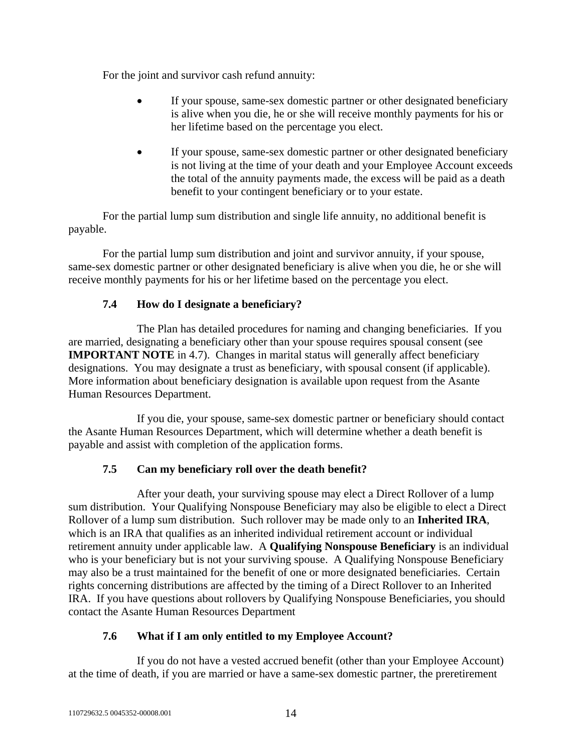For the joint and survivor cash refund annuity:

- If your spouse, same-sex domestic partner or other designated beneficiary is alive when you die, he or she will receive monthly payments for his or her lifetime based on the percentage you elect.

- If your spouse, same-sex domestic partner or other designated beneficiary is not living at the time of your death and your Employee Account exceeds the total of the annuity payments made, the excess will be paid as a death benefit to your contingent beneficiary or to your estate.

For the partial lump sum distribution and single life annuity, no additional benefit is payable.

For the partial lump sum distribution and joint and survivor annuity, if your spouse, same-sex domestic partner or other designated beneficiary is alive when you die, he or she will receive monthly payments for his or her lifetime based on the percentage you elect.

### 7.4 How do I designate a beneficiary?

The Plan has detailed procedures for naming and changing beneficiaries. If you are married, designating a beneficiary other than your spouse requires spousal consent (see **IMPORTANT NOTE** in 4.7). Changes in marital status will generally affect beneficiary designations. You may designate a trust as beneficiary, with spousal consent (if applicable). More information about beneficiary designation is available upon request from the Asante Human Resources Department.

If you die, your spouse, same-sex domestic partner or beneficiary should contact the Asante Human Resources Department, which will determine whether a death benefit is payable and assist with completion of the application forms.

### 7.5 Can my beneficiary roll over the death benefit?

After your death, your surviving spouse may elect a Direct Rollover of a lump sum distribution. Your Qualifying Nonspouse Beneficiary may also be eligible to elect a Direct Rollover of a lump sum distribution. Such rollover may be made only to an **Inherited IRA**, which is an IRA that qualifies as an inherited individual retirement account or individual retirement annuity under applicable law. A **Qualifying Nonspouse Beneficiary** is an individual who is your beneficiary but is not your surviving spouse. A Qualifying Nonspouse Beneficiary may also be a trust maintained for the benefit of one or more designated beneficiaries. Certain rights concerning distributions are affected by the timing of a Direct Rollover to an Inherited IRA. If you have questions about rollovers by Qualifying Nonspouse Beneficiaries, you should contact the Asante Human Resources Department

### 7.6 What if I am only entitled to my Employee Account?

If you do not have a vested accrued benefit (other than your Employee Account) at the time of death, if you are married or have a same-sex domestic partner, the preretirement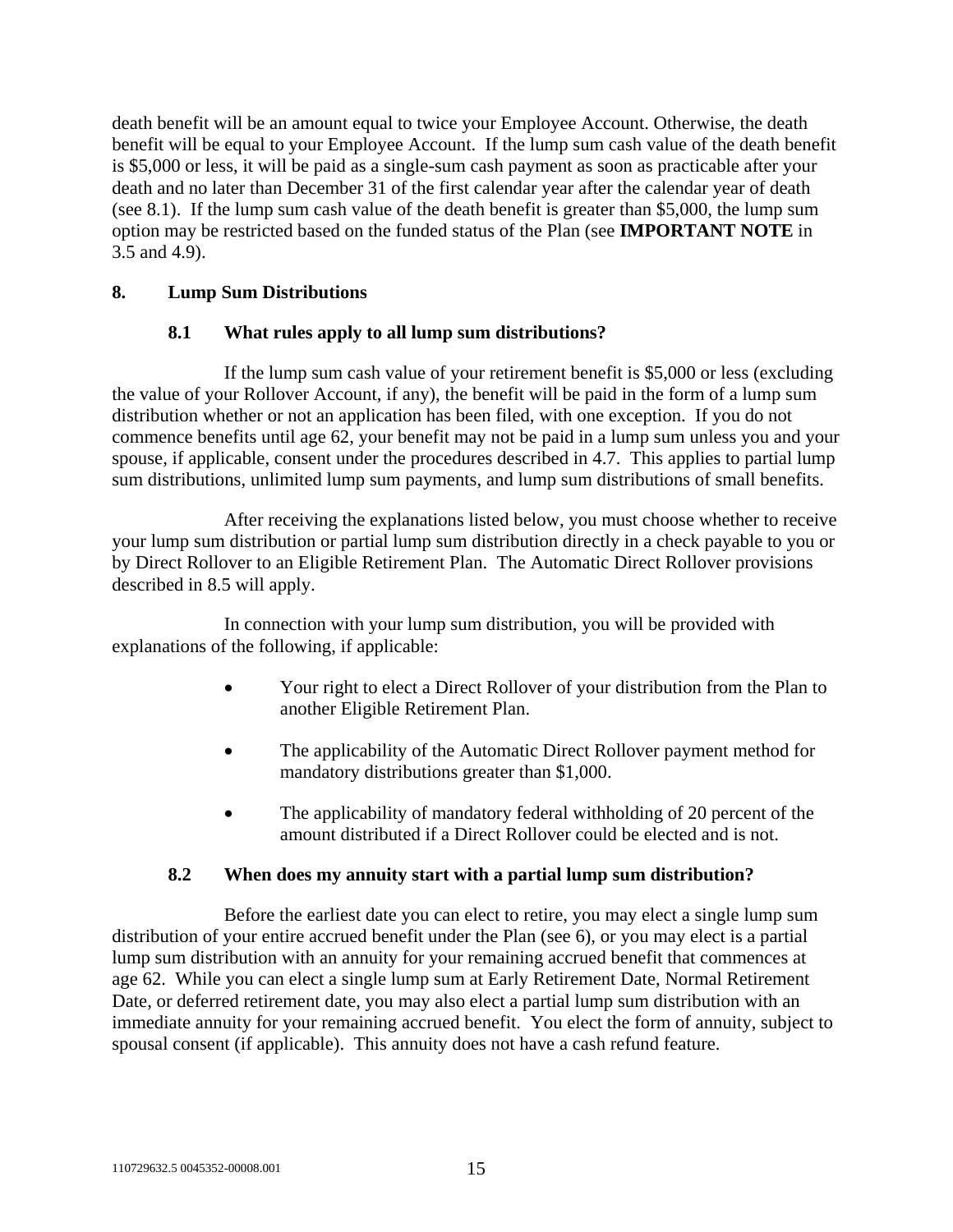death benefit will be an amount equal to twice your Employee Account. Otherwise, the death benefit will be equal to your Employee Account. If the lump sum cash value of the death benefit is $5,000 or less, it will be paid as a single-sum cash payment as soon as practicable after your death and no later than December 31 of the first calendar year after the calendar year of death (see 8.1). If the lump sum cash value of the death benefit is greater than $5,000, the lump sum option may be restricted based on the funded status of the Plan (see **IMPORTANT NOTE** in 3.5 and 4.9).

## 8. Lump Sum Distributions

### 8.1 What rules apply to all lump sum distributions?

If the lump sum cash value of your retirement benefit is $5,000 or less (excluding the value of your Rollover Account, if any), the benefit will be paid in the form of a lump sum distribution whether or not an application has been filed, with one exception. If you do not commence benefits until age 62, your benefit may not be paid in a lump sum unless you and your spouse, if applicable, consent under the procedures described in 4.7. This applies to partial lump sum distributions, unlimited lump sum payments, and lump sum distributions of small benefits.

After receiving the explanations listed below, you must choose whether to receive your lump sum distribution or partial lump sum distribution directly in a check payable to you or by Direct Rollover to an Eligible Retirement Plan. The Automatic Direct Rollover provisions described in 8.5 will apply.

In connection with your lump sum distribution, you will be provided with explanations of the following, if applicable:

- Your right to elect a Direct Rollover of your distribution from the Plan to another Eligible Retirement Plan.
- The applicability of the Automatic Direct Rollover payment method for mandatory distributions greater than $1,000.
- The applicability of mandatory federal withholding of 20 percent of the amount distributed if a Direct Rollover could be elected and is not.

### 8.2 When does my annuity start with a partial lump sum distribution?

Before the earliest date you can elect to retire, you may elect a single lump sum distribution of your entire accrued benefit under the Plan (see 6), or you may elect is a partial lump sum distribution with an annuity for your remaining accrued benefit that commences at age 62. While you can elect a single lump sum at Early Retirement Date, Normal Retirement Date, or deferred retirement date, you may also elect a partial lump sum distribution with an immediate annuity for your remaining accrued benefit. You elect the form of annuity, subject to spousal consent (if applicable). This annuity does not have a cash refund feature.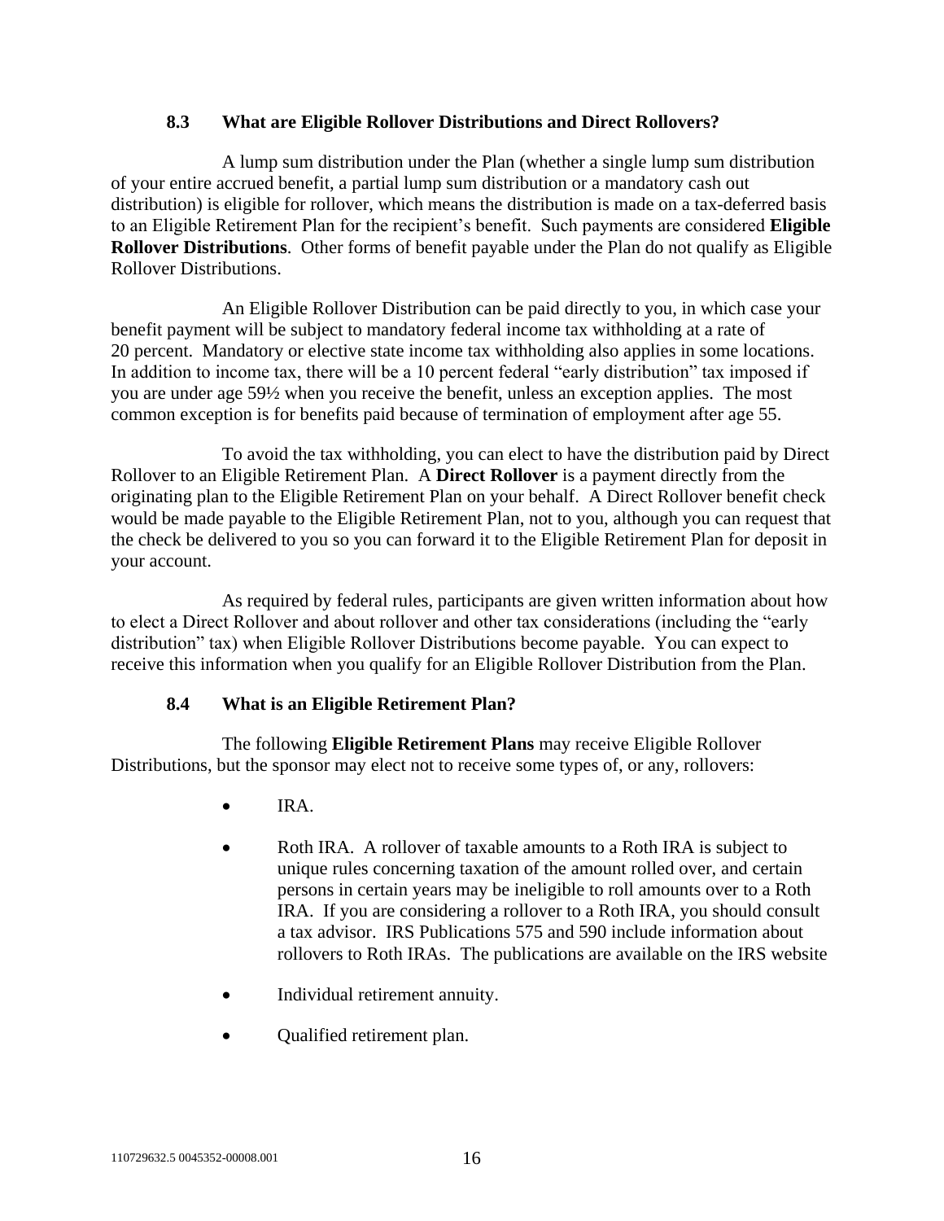### 8.3 What are Eligible Rollover Distributions and Direct Rollovers?

A lump sum distribution under the Plan (whether a single lump sum distribution of your entire accrued benefit, a partial lump sum distribution or a mandatory cash out distribution) is eligible for rollover, which means the distribution is made on a tax-deferred basis to an Eligible Retirement Plan for the recipient's benefit. Such payments are considered **Eligible Rollover Distributions**. Other forms of benefit payable under the Plan do not qualify as Eligible Rollover Distributions.

An Eligible Rollover Distribution can be paid directly to you, in which case your benefit payment will be subject to mandatory federal income tax withholding at a rate of 20 percent. Mandatory or elective state income tax withholding also applies in some locations. In addition to income tax, there will be a 10 percent federal "early distribution" tax imposed if you are under age 59½ when you receive the benefit, unless an exception applies. The most common exception is for benefits paid because of termination of employment after age 55.

To avoid the tax withholding, you can elect to have the distribution paid by Direct Rollover to an Eligible Retirement Plan. A **Direct Rollover** is a payment directly from the originating plan to the Eligible Retirement Plan on your behalf. A Direct Rollover benefit check would be made payable to the Eligible Retirement Plan, not to you, although you can request that the check be delivered to you so you can forward it to the Eligible Retirement Plan for deposit in your account.

As required by federal rules, participants are given written information about how to elect a Direct Rollover and about rollover and other tax considerations (including the "early distribution" tax) when Eligible Rollover Distributions become payable. You can expect to receive this information when you qualify for an Eligible Rollover Distribution from the Plan.

### 8.4 What is an Eligible Retirement Plan?

The following **Eligible Retirement Plans** may receive Eligible Rollover Distributions, but the sponsor may elect not to receive some types of, or any, rollovers:

- IRA.
- Roth IRA. A rollover of taxable amounts to a Roth IRA is subject to unique rules concerning taxation of the amount rolled over, and certain persons in certain years may be ineligible to roll amounts over to a Roth IRA. If you are considering a rollover to a Roth IRA, you should consult a tax advisor. IRS Publications 575 and 590 include information about rollovers to Roth IRAs. The publications are available on the IRS website
- Individual retirement annuity.
- Qualified retirement plan.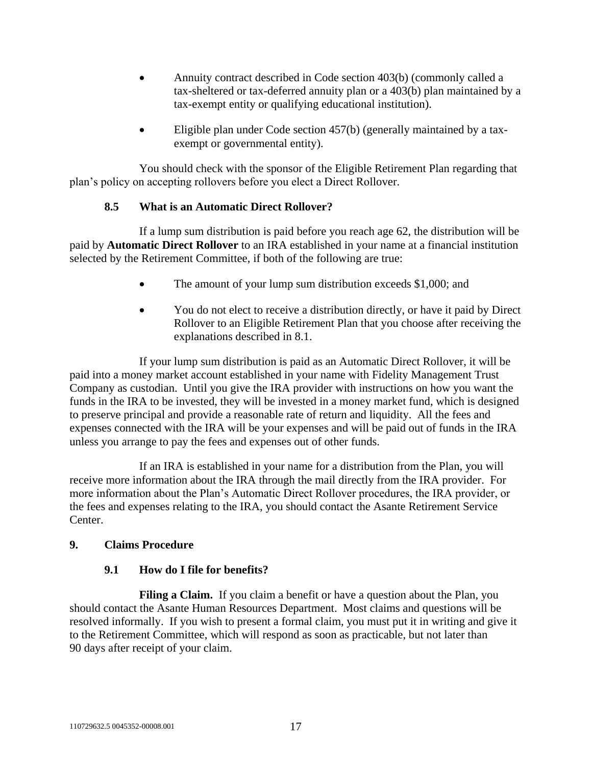- Annuity contract described in Code section 403(b) (commonly called a tax-sheltered or tax-deferred annuity plan or a 403(b) plan maintained by a tax-exempt entity or qualifying educational institution).

- Eligible plan under Code section 457(b) (generally maintained by a tax-exempt or governmental entity).

You should check with the sponsor of the Eligible Retirement Plan regarding that plan's policy on accepting rollovers before you elect a Direct Rollover.

### 8.5 What is an Automatic Direct Rollover?

If a lump sum distribution is paid before you reach age 62, the distribution will be paid by **Automatic Direct Rollover** to an IRA established in your name at a financial institution selected by the Retirement Committee, if both of the following are true:

- The amount of your lump sum distribution exceeds $1,000; and

- You do not elect to receive a distribution directly, or have it paid by Direct Rollover to an Eligible Retirement Plan that you choose after receiving the explanations described in 8.1.

If your lump sum distribution is paid as an Automatic Direct Rollover, it will be paid into a money market account established in your name with Fidelity Management Trust Company as custodian. Until you give the IRA provider with instructions on how you want the funds in the IRA to be invested, they will be invested in a money market fund, which is designed to preserve principal and provide a reasonable rate of return and liquidity. All the fees and expenses connected with the IRA will be your expenses and will be paid out of funds in the IRA unless you arrange to pay the fees and expenses out of other funds.

If an IRA is established in your name for a distribution from the Plan, you will receive more information about the IRA through the mail directly from the IRA provider. For more information about the Plan's Automatic Direct Rollover procedures, the IRA provider, or the fees and expenses relating to the IRA, you should contact the Asante Retirement Service Center.

## 9. Claims Procedure

### 9.1 How do I file for benefits?

**Filing a Claim.** If you claim a benefit or have a question about the Plan, you should contact the Asante Human Resources Department. Most claims and questions will be resolved informally. If you wish to present a formal claim, you must put it in writing and give it to the Retirement Committee, which will respond as soon as practicable, but not later than 90 days after receipt of your claim.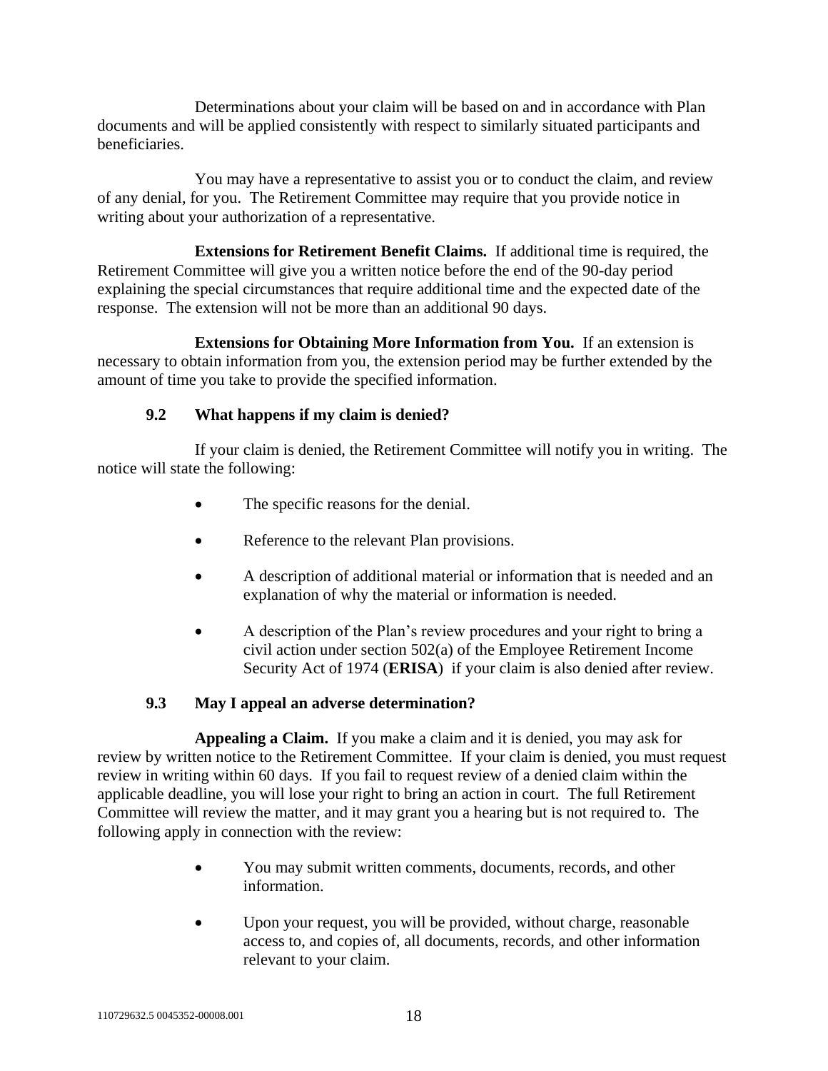Determinations about your claim will be based on and in accordance with Plan documents and will be applied consistently with respect to similarly situated participants and beneficiaries.

You may have a representative to assist you or to conduct the claim, and review of any denial, for you. The Retirement Committee may require that you provide notice in writing about your authorization of a representative.

**Extensions for Retirement Benefit Claims.** If additional time is required, the Retirement Committee will give you a written notice before the end of the 90-day period explaining the special circumstances that require additional time and the expected date of the response. The extension will not be more than an additional 90 days.

**Extensions for Obtaining More Information from You.** If an extension is necessary to obtain information from you, the extension period may be further extended by the amount of time you take to provide the specified information.

### 9.2 What happens if my claim is denied?

If your claim is denied, the Retirement Committee will notify you in writing. The notice will state the following:

- The specific reasons for the denial.
- Reference to the relevant Plan provisions.
- A description of additional material or information that is needed and an explanation of why the material or information is needed.
- A description of the Plan's review procedures and your right to bring a civil action under section 502(a) of the Employee Retirement Income Security Act of 1974 (**ERISA**) if your claim is also denied after review.

### 9.3 May I appeal an adverse determination?

**Appealing a Claim.** If you make a claim and it is denied, you may ask for review by written notice to the Retirement Committee. If your claim is denied, you must request review in writing within 60 days. If you fail to request review of a denied claim within the applicable deadline, you will lose your right to bring an action in court. The full Retirement Committee will review the matter, and it may grant you a hearing but is not required to. The following apply in connection with the review:

- You may submit written comments, documents, records, and other information.
- Upon your request, you will be provided, without charge, reasonable access to, and copies of, all documents, records, and other information relevant to your claim.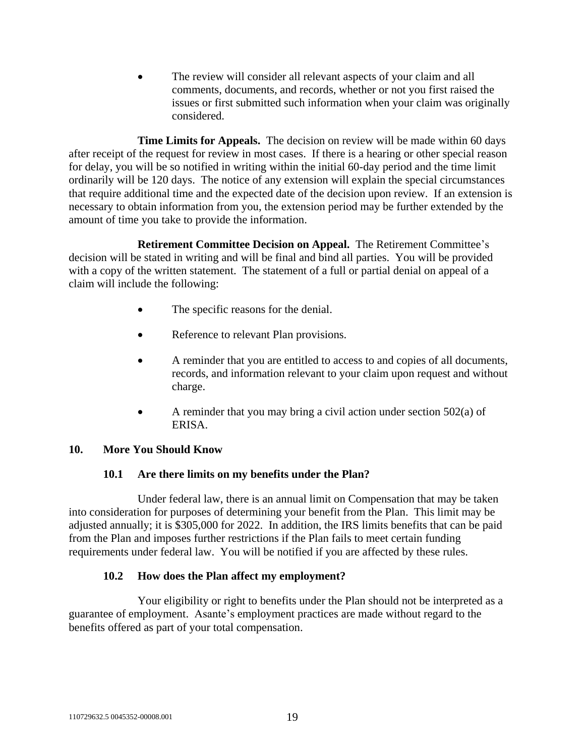- The review will consider all relevant aspects of your claim and all comments, documents, and records, whether or not you first raised the issues or first submitted such information when your claim was originally considered.

**Time Limits for Appeals.** The decision on review will be made within 60 days after receipt of the request for review in most cases. If there is a hearing or other special reason for delay, you will be so notified in writing within the initial 60-day period and the time limit ordinarily will be 120 days. The notice of any extension will explain the special circumstances that require additional time and the expected date of the decision upon review. If an extension is necessary to obtain information from you, the extension period may be further extended by the amount of time you take to provide the information.

**Retirement Committee Decision on Appeal.** The Retirement Committee's decision will be stated in writing and will be final and bind all parties. You will be provided with a copy of the written statement. The statement of a full or partial denial on appeal of a claim will include the following:

- The specific reasons for the denial.
- Reference to relevant Plan provisions.
- A reminder that you are entitled to access to and copies of all documents, records, and information relevant to your claim upon request and without charge.
- A reminder that you may bring a civil action under section 502(a) of ERISA.

## 10. More You Should Know

### 10.1 Are there limits on my benefits under the Plan?

Under federal law, there is an annual limit on Compensation that may be taken into consideration for purposes of determining your benefit from the Plan. This limit may be adjusted annually; it is $305,000 for 2022. In addition, the IRS limits benefits that can be paid from the Plan and imposes further restrictions if the Plan fails to meet certain funding requirements under federal law. You will be notified if you are affected by these rules.

### 10.2 How does the Plan affect my employment?

Your eligibility or right to benefits under the Plan should not be interpreted as a guarantee of employment. Asante's employment practices are made without regard to the benefits offered as part of your total compensation.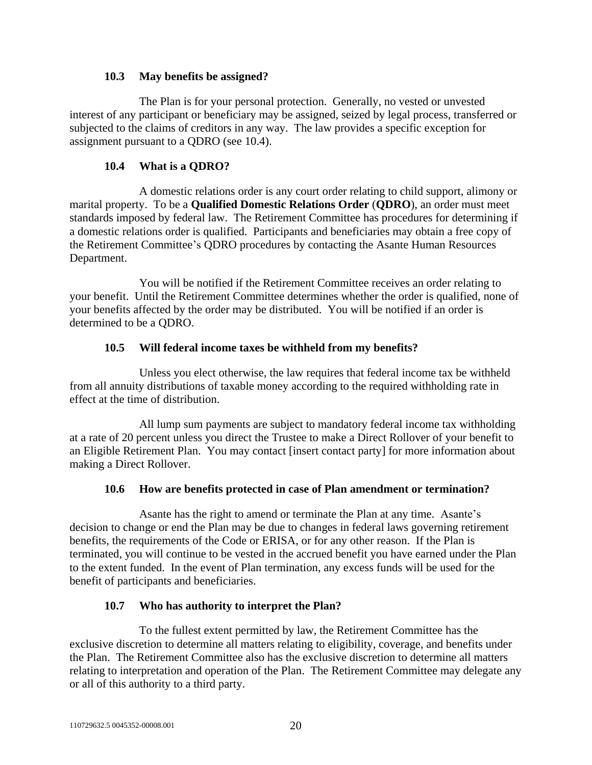### 10.3 May benefits be assigned?

The Plan is for your personal protection. Generally, no vested or unvested interest of any participant or beneficiary may be assigned, seized by legal process, transferred or subjected to the claims of creditors in any way. The law provides a specific exception for assignment pursuant to a QDRO (see 10.4).

### 10.4 What is a QDRO?

A domestic relations order is any court order relating to child support, alimony or marital property. To be a **Qualified Domestic Relations Order** (**QDRO**), an order must meet standards imposed by federal law. The Retirement Committee has procedures for determining if a domestic relations order is qualified. Participants and beneficiaries may obtain a free copy of the Retirement Committee's QDRO procedures by contacting the Asante Human Resources Department.

You will be notified if the Retirement Committee receives an order relating to your benefit. Until the Retirement Committee determines whether the order is qualified, none of your benefits affected by the order may be distributed. You will be notified if an order is determined to be a QDRO.

### 10.5 Will federal income taxes be withheld from my benefits?

Unless you elect otherwise, the law requires that federal income tax be withheld from all annuity distributions of taxable money according to the required withholding rate in effect at the time of distribution.

All lump sum payments are subject to mandatory federal income tax withholding at a rate of 20 percent unless you direct the Trustee to make a Direct Rollover of your benefit to an Eligible Retirement Plan. You may contact [insert contact party] for more information about making a Direct Rollover.

### 10.6 How are benefits protected in case of Plan amendment or termination?

Asante has the right to amend or terminate the Plan at any time. Asante's decision to change or end the Plan may be due to changes in federal laws governing retirement benefits, the requirements of the Code or ERISA, or for any other reason. If the Plan is terminated, you will continue to be vested in the accrued benefit you have earned under the Plan to the extent funded. In the event of Plan termination, any excess funds will be used for the benefit of participants and beneficiaries.

### 10.7 Who has authority to interpret the Plan?

To the fullest extent permitted by law, the Retirement Committee has the exclusive discretion to determine all matters relating to eligibility, coverage, and benefits under the Plan. The Retirement Committee also has the exclusive discretion to determine all matters relating to interpretation and operation of the Plan. The Retirement Committee may delegate any or all of this authority to a third party.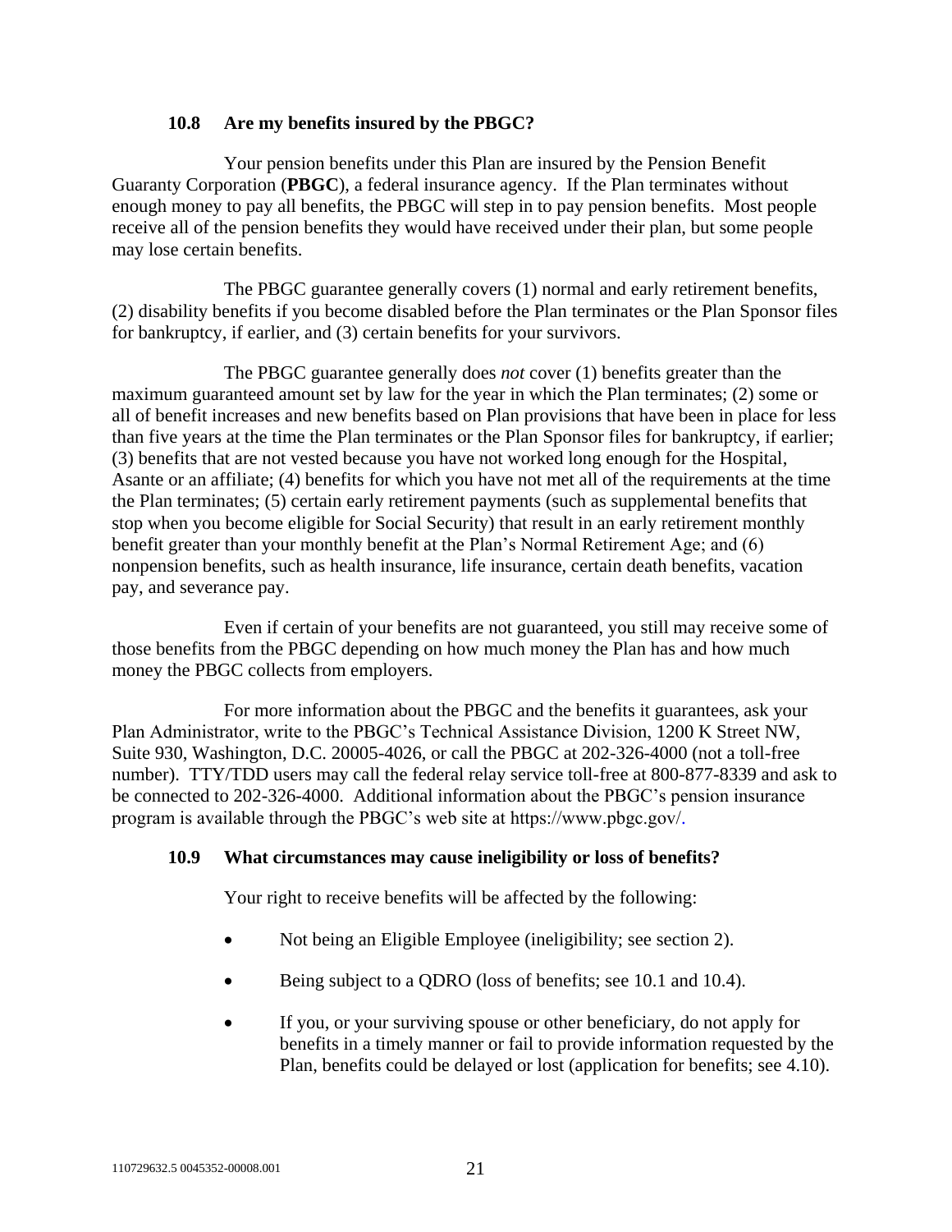### 10.8 Are my benefits insured by the PBGC?

Your pension benefits under this Plan are insured by the Pension Benefit Guaranty Corporation (**PBGC**), a federal insurance agency. If the Plan terminates without enough money to pay all benefits, the PBGC will step in to pay pension benefits. Most people receive all of the pension benefits they would have received under their plan, but some people may lose certain benefits.

The PBGC guarantee generally covers (1) normal and early retirement benefits, (2) disability benefits if you become disabled before the Plan terminates or the Plan Sponsor files for bankruptcy, if earlier, and (3) certain benefits for your survivors.

The PBGC guarantee generally does *not* cover (1) benefits greater than the maximum guaranteed amount set by law for the year in which the Plan terminates; (2) some or all of benefit increases and new benefits based on Plan provisions that have been in place for less than five years at the time the Plan terminates or the Plan Sponsor files for bankruptcy, if earlier; (3) benefits that are not vested because you have not worked long enough for the Hospital, Asante or an affiliate; (4) benefits for which you have not met all of the requirements at the time the Plan terminates; (5) certain early retirement payments (such as supplemental benefits that stop when you become eligible for Social Security) that result in an early retirement monthly benefit greater than your monthly benefit at the Plan's Normal Retirement Age; and (6) nonpension benefits, such as health insurance, life insurance, certain death benefits, vacation pay, and severance pay.

Even if certain of your benefits are not guaranteed, you still may receive some of those benefits from the PBGC depending on how much money the Plan has and how much money the PBGC collects from employers.

For more information about the PBGC and the benefits it guarantees, ask your Plan Administrator, write to the PBGC's Technical Assistance Division, 1200 K Street NW, Suite 930, Washington, D.C. 20005-4026, or call the PBGC at 202-326-4000 (not a toll-free number). TTY/TDD users may call the federal relay service toll-free at 800-877-8339 and ask to be connected to 202-326-4000. Additional information about the PBGC's pension insurance program is available through the PBGC's web site at https://www.pbgc.gov/.

### 10.9 What circumstances may cause ineligibility or loss of benefits?

Your right to receive benefits will be affected by the following:

- Not being an Eligible Employee (ineligibility; see section 2).
- Being subject to a QDRO (loss of benefits; see 10.1 and 10.4).
- If you, or your surviving spouse or other beneficiary, do not apply for benefits in a timely manner or fail to provide information requested by the Plan, benefits could be delayed or lost (application for benefits; see 4.10).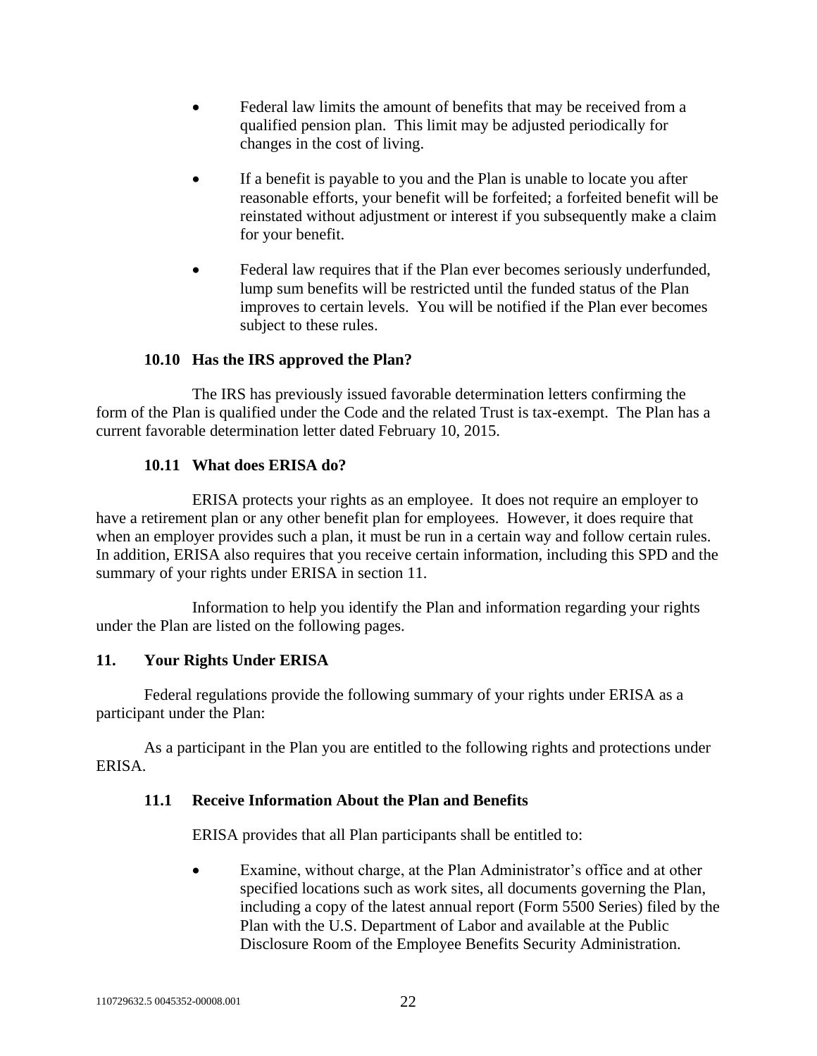- Federal law limits the amount of benefits that may be received from a qualified pension plan. This limit may be adjusted periodically for changes in the cost of living.

- If a benefit is payable to you and the Plan is unable to locate you after reasonable efforts, your benefit will be forfeited; a forfeited benefit will be reinstated without adjustment or interest if you subsequently make a claim for your benefit.

- Federal law requires that if the Plan ever becomes seriously underfunded, lump sum benefits will be restricted until the funded status of the Plan improves to certain levels. You will be notified if the Plan ever becomes subject to these rules.

### 10.10 Has the IRS approved the Plan?

The IRS has previously issued favorable determination letters confirming the form of the Plan is qualified under the Code and the related Trust is tax-exempt. The Plan has a current favorable determination letter dated February 10, 2015.

### 10.11 What does ERISA do?

ERISA protects your rights as an employee. It does not require an employer to have a retirement plan or any other benefit plan for employees. However, it does require that when an employer provides such a plan, it must be run in a certain way and follow certain rules. In addition, ERISA also requires that you receive certain information, including this SPD and the summary of your rights under ERISA in section 11.

Information to help you identify the Plan and information regarding your rights under the Plan are listed on the following pages.

## 11. Your Rights Under ERISA

Federal regulations provide the following summary of your rights under ERISA as a participant under the Plan:

As a participant in the Plan you are entitled to the following rights and protections under ERISA.

### 11.1 Receive Information About the Plan and Benefits

ERISA provides that all Plan participants shall be entitled to:

- Examine, without charge, at the Plan Administrator's office and at other specified locations such as work sites, all documents governing the Plan, including a copy of the latest annual report (Form 5500 Series) filed by the Plan with the U.S. Department of Labor and available at the Public Disclosure Room of the Employee Benefits Security Administration.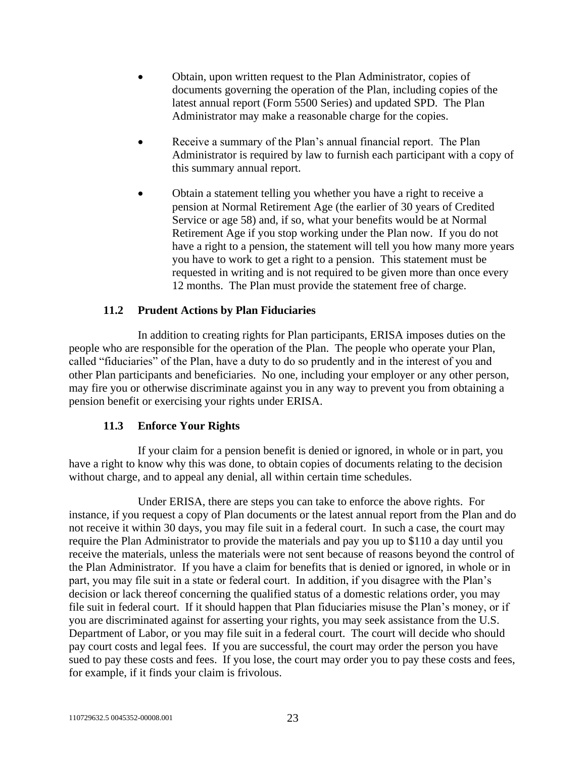- Obtain, upon written request to the Plan Administrator, copies of documents governing the operation of the Plan, including copies of the latest annual report (Form 5500 Series) and updated SPD. The Plan Administrator may make a reasonable charge for the copies.

- Receive a summary of the Plan's annual financial report. The Plan Administrator is required by law to furnish each participant with a copy of this summary annual report.

- Obtain a statement telling you whether you have a right to receive a pension at Normal Retirement Age (the earlier of 30 years of Credited Service or age 58) and, if so, what your benefits would be at Normal Retirement Age if you stop working under the Plan now. If you do not have a right to a pension, the statement will tell you how many more years you have to work to get a right to a pension. This statement must be requested in writing and is not required to be given more than once every 12 months. The Plan must provide the statement free of charge.

### 11.2 Prudent Actions by Plan Fiduciaries

In addition to creating rights for Plan participants, ERISA imposes duties on the people who are responsible for the operation of the Plan. The people who operate your Plan, called "fiduciaries" of the Plan, have a duty to do so prudently and in the interest of you and other Plan participants and beneficiaries. No one, including your employer or any other person, may fire you or otherwise discriminate against you in any way to prevent you from obtaining a pension benefit or exercising your rights under ERISA.

### 11.3 Enforce Your Rights

If your claim for a pension benefit is denied or ignored, in whole or in part, you have a right to know why this was done, to obtain copies of documents relating to the decision without charge, and to appeal any denial, all within certain time schedules.

Under ERISA, there are steps you can take to enforce the above rights. For instance, if you request a copy of Plan documents or the latest annual report from the Plan and do not receive it within 30 days, you may file suit in a federal court. In such a case, the court may require the Plan Administrator to provide the materials and pay you up to $110 a day until you receive the materials, unless the materials were not sent because of reasons beyond the control of the Plan Administrator. If you have a claim for benefits that is denied or ignored, in whole or in part, you may file suit in a state or federal court. In addition, if you disagree with the Plan's decision or lack thereof concerning the qualified status of a domestic relations order, you may file suit in federal court. If it should happen that Plan fiduciaries misuse the Plan's money, or if you are discriminated against for asserting your rights, you may seek assistance from the U.S. Department of Labor, or you may file suit in a federal court. The court will decide who should pay court costs and legal fees. If you are successful, the court may order the person you have sued to pay these costs and fees. If you lose, the court may order you to pay these costs and fees, for example, if it finds your claim is frivolous.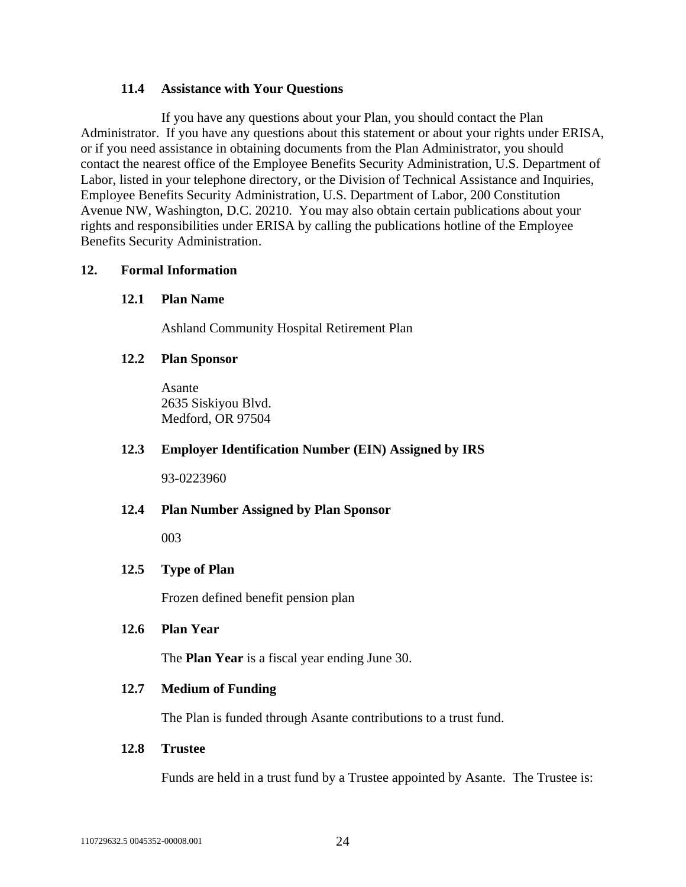### 11.4 Assistance with Your Questions

If you have any questions about your Plan, you should contact the Plan Administrator. If you have any questions about this statement or about your rights under ERISA, or if you need assistance in obtaining documents from the Plan Administrator, you should contact the nearest office of the Employee Benefits Security Administration, U.S. Department of Labor, listed in your telephone directory, or the Division of Technical Assistance and Inquiries, Employee Benefits Security Administration, U.S. Department of Labor, 200 Constitution Avenue NW, Washington, D.C. 20210. You may also obtain certain publications about your rights and responsibilities under ERISA by calling the publications hotline of the Employee Benefits Security Administration.

## 12. Formal Information

### 12.1 Plan Name

Ashland Community Hospital Retirement Plan

### 12.2 Plan Sponsor

Asante
2635 Siskiyou Blvd.
Medford, OR 97504

### 12.3 Employer Identification Number (EIN) Assigned by IRS

93-0223960

### 12.4 Plan Number Assigned by Plan Sponsor

003

### 12.5 Type of Plan

Frozen defined benefit pension plan

### 12.6 Plan Year

The **Plan Year** is a fiscal year ending June 30.

### 12.7 Medium of Funding

The Plan is funded through Asante contributions to a trust fund.

### 12.8 Trustee

Funds are held in a trust fund by a Trustee appointed by Asante. The Trustee is: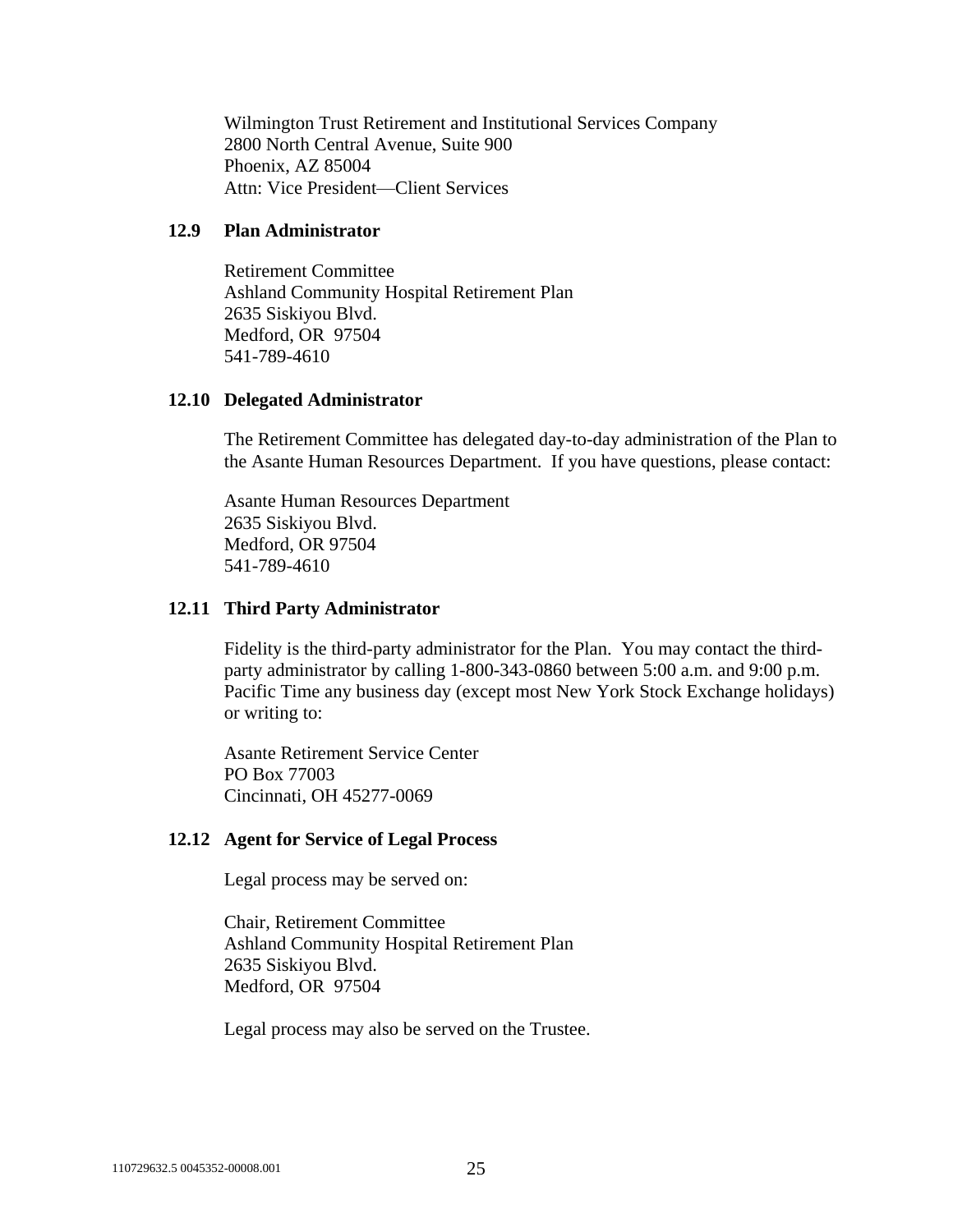Wilmington Trust Retirement and Institutional Services Company
2800 North Central Avenue, Suite 900
Phoenix, AZ 85004
Attn: Vice President—Client Services

### 12.9 Plan Administrator

Retirement Committee
Ashland Community Hospital Retirement Plan
2635 Siskiyou Blvd.
Medford, OR 97504
541-789-4610

### 12.10 Delegated Administrator

The Retirement Committee has delegated day-to-day administration of the Plan to the Asante Human Resources Department. If you have questions, please contact:

Asante Human Resources Department
2635 Siskiyou Blvd.
Medford, OR 97504
541-789-4610

### 12.11 Third Party Administrator

Fidelity is the third-party administrator for the Plan. You may contact the third-party administrator by calling 1-800-343-0860 between 5:00 a.m. and 9:00 p.m. Pacific Time any business day (except most New York Stock Exchange holidays) or writing to:

Asante Retirement Service Center
PO Box 77003
Cincinnati, OH 45277-0069

### 12.12 Agent for Service of Legal Process

Legal process may be served on:

Chair, Retirement Committee
Ashland Community Hospital Retirement Plan
2635 Siskiyou Blvd.
Medford, OR 97504

Legal process may also be served on the Trustee.